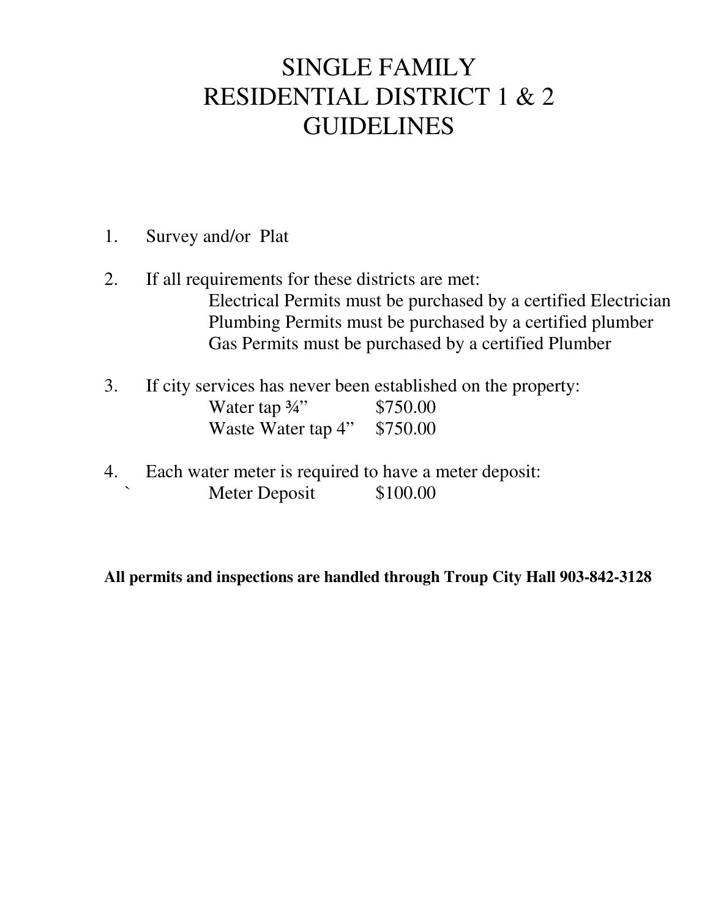# SINGLE FAMILY RESIDENTIAL DISTRICT 1 & 2 GUIDELINES

1. Survey and/or Plat

2. If all requirements for these districts are met:
   - Electrical Permits must be purchased by a certified Electrician
   - Plumbing Permits must be purchased by a certified plumber
   - Gas Permits must be purchased by a certified Plumber

3. If city services has never been established on the property:
   - Water tap ¾" $750.00
   - Waste Water tap 4" $750.00

4. Each water meter is required to have a meter deposit:
   - Meter Deposit $100.00

**All permits and inspections are handled through Troup City Hall 903-842-3128**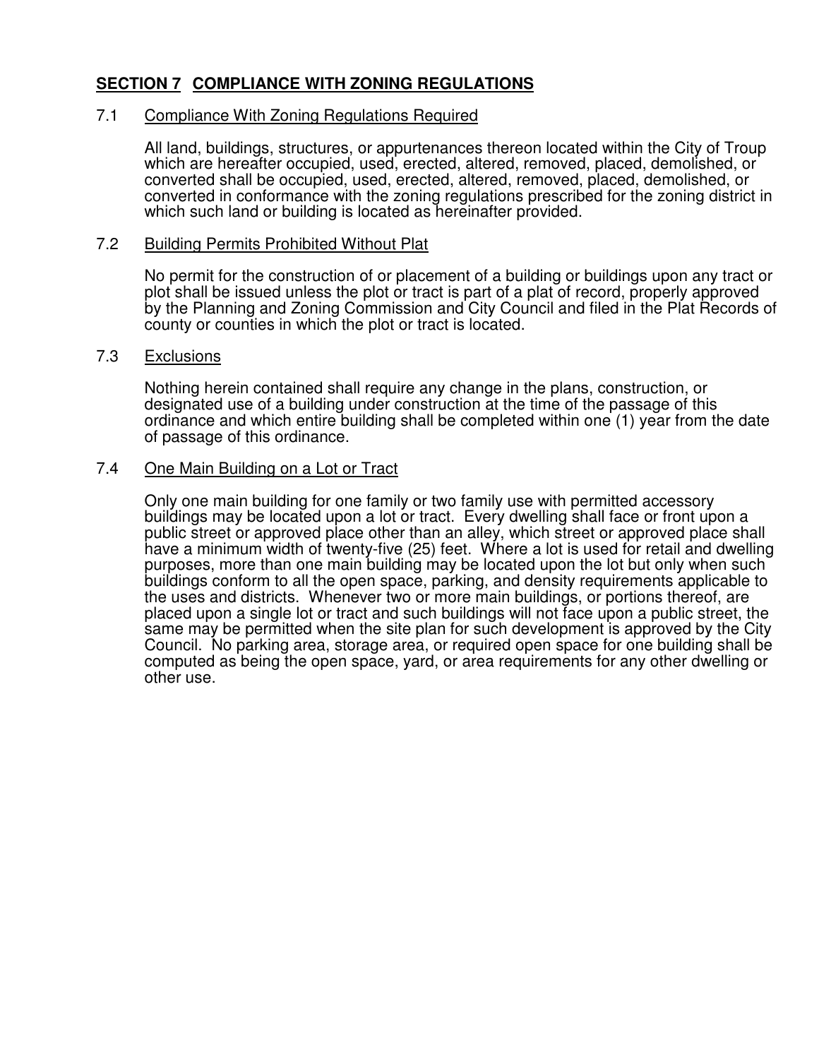## SECTION 7 COMPLIANCE WITH ZONING REGULATIONS

### 7.1 Compliance With Zoning Regulations Required

All land, buildings, structures, or appurtenances thereon located within the City of Troup which are hereafter occupied, used, erected, altered, removed, placed, demolished, or converted shall be occupied, used, erected, altered, removed, placed, demolished, or converted in conformance with the zoning regulations prescribed for the zoning district in which such land or building is located as hereinafter provided.

### 7.2 Building Permits Prohibited Without Plat

No permit for the construction of or placement of a building or buildings upon any tract or plot shall be issued unless the plot or tract is part of a plat of record, properly approved by the Planning and Zoning Commission and City Council and filed in the Plat Records of county or counties in which the plot or tract is located.

### 7.3 Exclusions

Nothing herein contained shall require any change in the plans, construction, or designated use of a building under construction at the time of the passage of this ordinance and which entire building shall be completed within one (1) year from the date of passage of this ordinance.

### 7.4 One Main Building on a Lot or Tract

Only one main building for one family or two family use with permitted accessory buildings may be located upon a lot or tract. Every dwelling shall face or front upon a public street or approved place other than an alley, which street or approved place shall have a minimum width of twenty-five (25) feet. Where a lot is used for retail and dwelling purposes, more than one main building may be located upon the lot but only when such buildings conform to all the open space, parking, and density requirements applicable to the uses and districts. Whenever two or more main buildings, or portions thereof, are placed upon a single lot or tract and such buildings will not face upon a public street, the same may be permitted when the site plan for such development is approved by the City Council. No parking area, storage area, or required open space for one building shall be computed as being the open space, yard, or area requirements for any other dwelling or other use.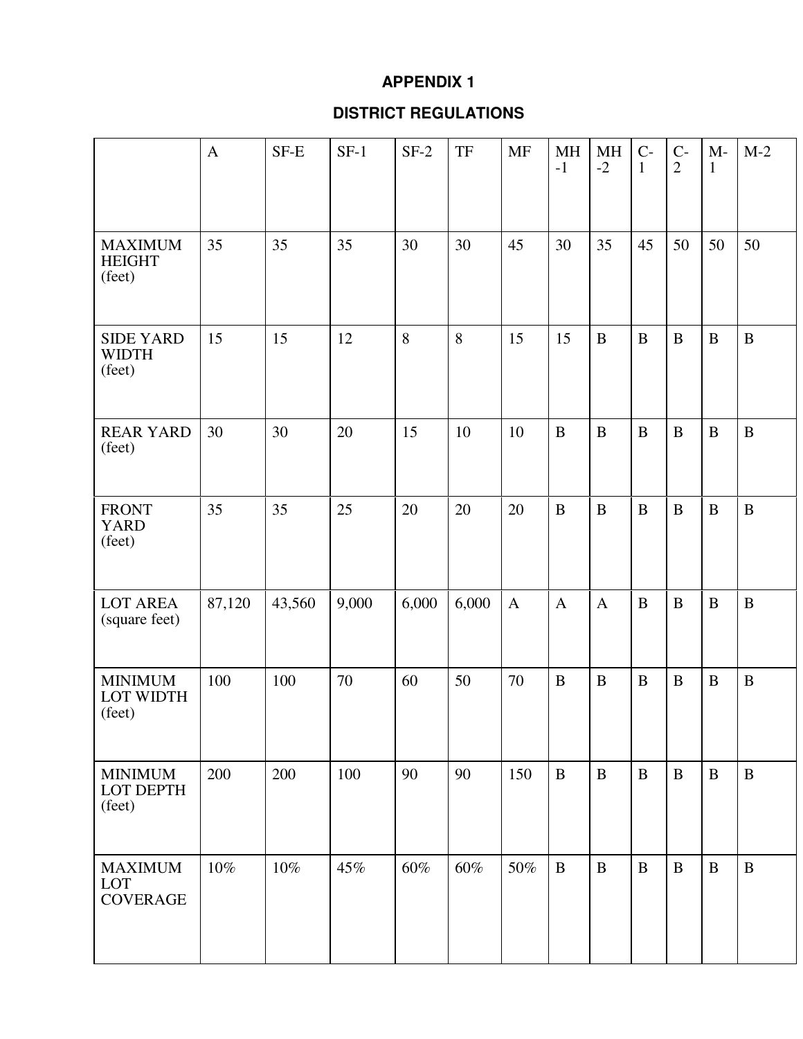# APPENDIX 1

## DISTRICT REGULATIONS

| | A | SF-E | SF-1 | SF-2 | TF | MF | MH-1 | MH-2 | C-1 | C-2 | M-1 | M-2 |
|---|---|---|---|---|---|---|---|---|---|---|---|---|
| MAXIMUM HEIGHT (feet) | 35 | 35 | 35 | 30 | 30 | 45 | 30 | 35 | 45 | 50 | 50 | 50 |
| SIDE YARD WIDTH (feet) | 15 | 15 | 12 | 8 | 8 | 15 | 15 | B | B | B | B | B |
| REAR YARD (feet) | 30 | 30 | 20 | 15 | 10 | 10 | B | B | B | B | B | B |
| FRONT YARD (feet) | 35 | 35 | 25 | 20 | 20 | 20 | B | B | B | B | B | B |
| LOT AREA (square feet) | 87,120 | 43,560 | 9,000 | 6,000 | 6,000 | A | A | A | B | B | B | B |
| MINIMUM LOT WIDTH (feet) | 100 | 100 | 70 | 60 | 50 | 70 | B | B | B | B | B | B |
| MINIMUM LOT DEPTH (feet) | 200 | 200 | 100 | 90 | 90 | 150 | B | B | B | B | B | B |
| MAXIMUM LOT COVERAGE | 10% | 10% | 45% | 60% | 60% | 50% | B | B | B | B | B | B |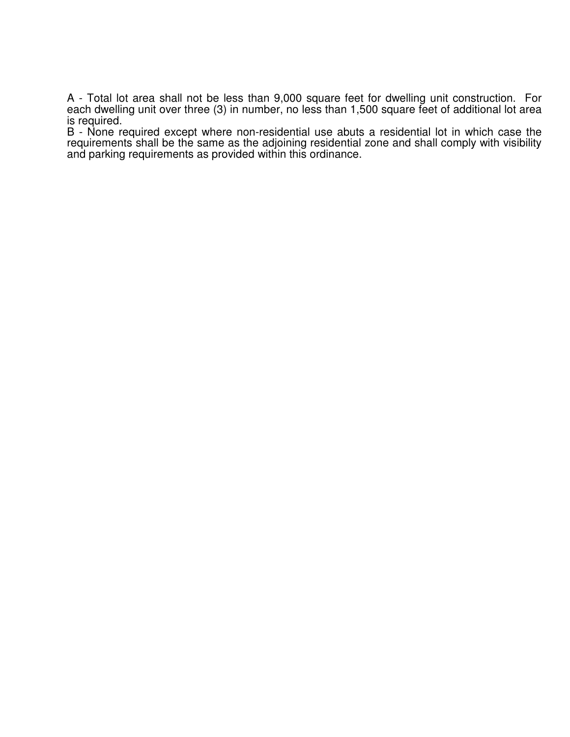A - Total lot area shall not be less than 9,000 square feet for dwelling unit construction. For each dwelling unit over three (3) in number, no less than 1,500 square feet of additional lot area is required.

B - None required except where non-residential use abuts a residential lot in which case the requirements shall be the same as the adjoining residential zone and shall comply with visibility and parking requirements as provided within this ordinance.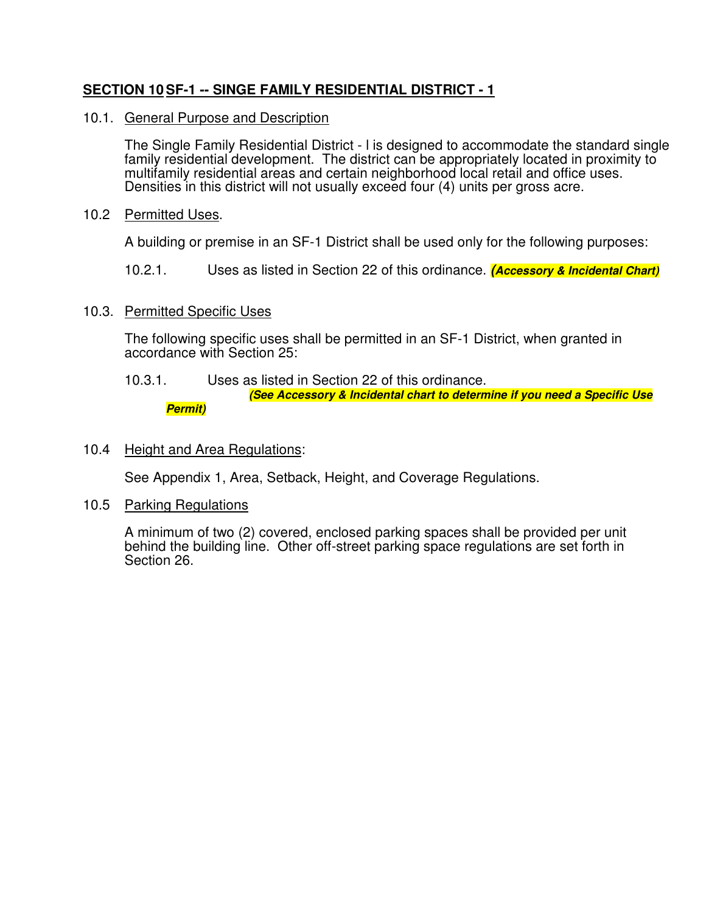## SECTION 10 SF-1 -- SINGE FAMILY RESIDENTIAL DISTRICT - 1

10.1. General Purpose and Description

The Single Family Residential District - l is designed to accommodate the standard single family residential development. The district can be appropriately located in proximity to multifamily residential areas and certain neighborhood local retail and office uses. Densities in this district will not usually exceed four (4) units per gross acre.

10.2 Permitted Uses.

A building or premise in an SF-1 District shall be used only for the following purposes:

10.2.1. Uses as listed in Section 22 of this ordinance. ***(Accessory & Incidental Chart)***

10.3. Permitted Specific Uses

The following specific uses shall be permitted in an SF-1 District, when granted in accordance with Section 25:

10.3.1. Uses as listed in Section 22 of this ordinance. ***(See Accessory & Incidental chart to determine if you need a Specific Use Permit)***

10.4 Height and Area Regulations:

See Appendix 1, Area, Setback, Height, and Coverage Regulations.

10.5 Parking Regulations

A minimum of two (2) covered, enclosed parking spaces shall be provided per unit behind the building line. Other off-street parking space regulations are set forth in Section 26.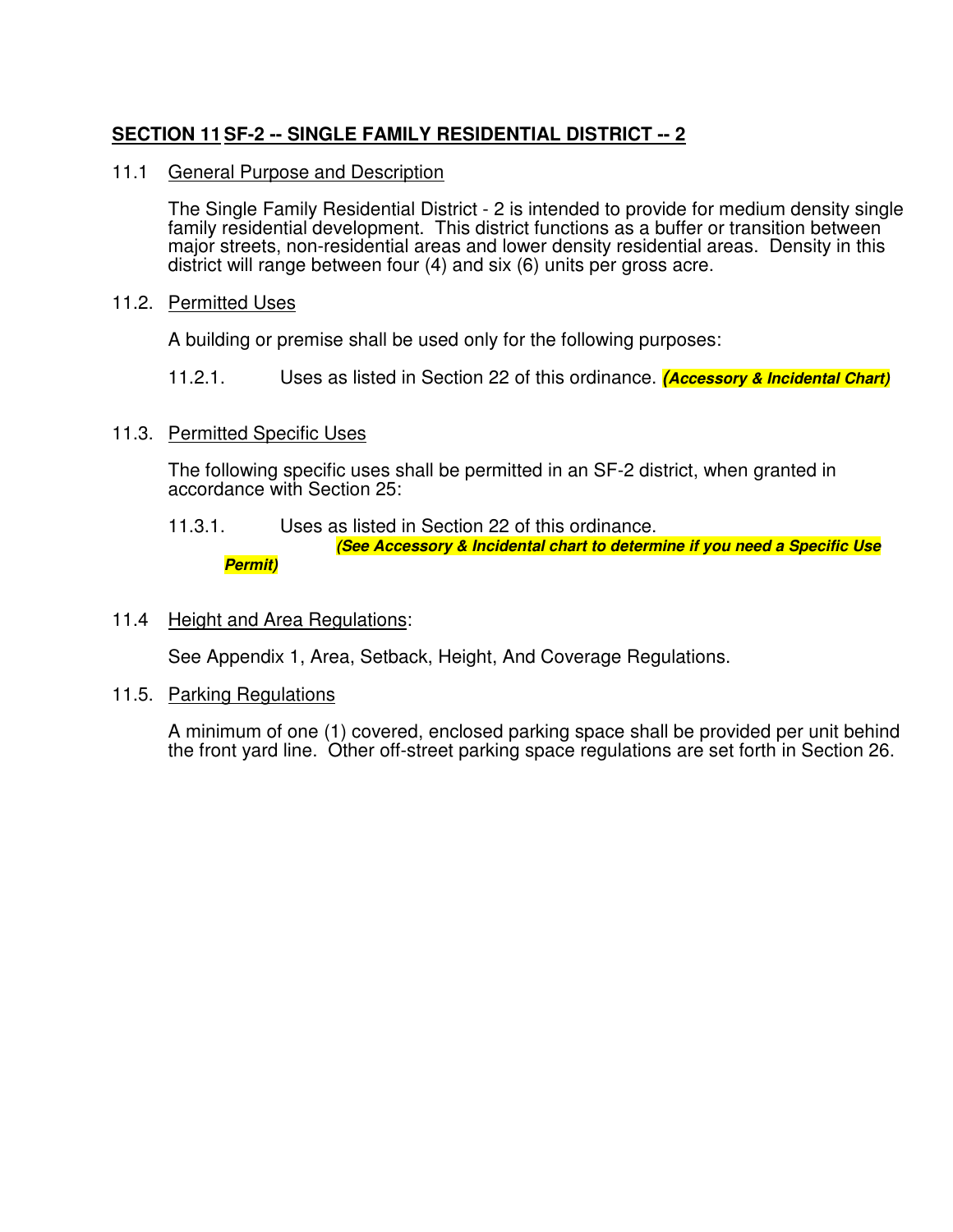## SECTION 11 SF-2 -- SINGLE FAMILY RESIDENTIAL DISTRICT -- 2

11.1 General Purpose and Description

The Single Family Residential District - 2 is intended to provide for medium density single family residential development. This district functions as a buffer or transition between major streets, non-residential areas and lower density residential areas. Density in this district will range between four (4) and six (6) units per gross acre.

11.2. Permitted Uses

A building or premise shall be used only for the following purposes:

11.2.1. Uses as listed in Section 22 of this ordinance. ***(Accessory & Incidental Chart)***

11.3. Permitted Specific Uses

The following specific uses shall be permitted in an SF-2 district, when granted in accordance with Section 25:

11.3.1. Uses as listed in Section 22 of this ordinance.
***(See Accessory & Incidental chart to determine if you need a Specific Use Permit)***

11.4 Height and Area Regulations:

See Appendix 1, Area, Setback, Height, And Coverage Regulations.

11.5. Parking Regulations

A minimum of one (1) covered, enclosed parking space shall be provided per unit behind the front yard line. Other off-street parking space regulations are set forth in Section 26.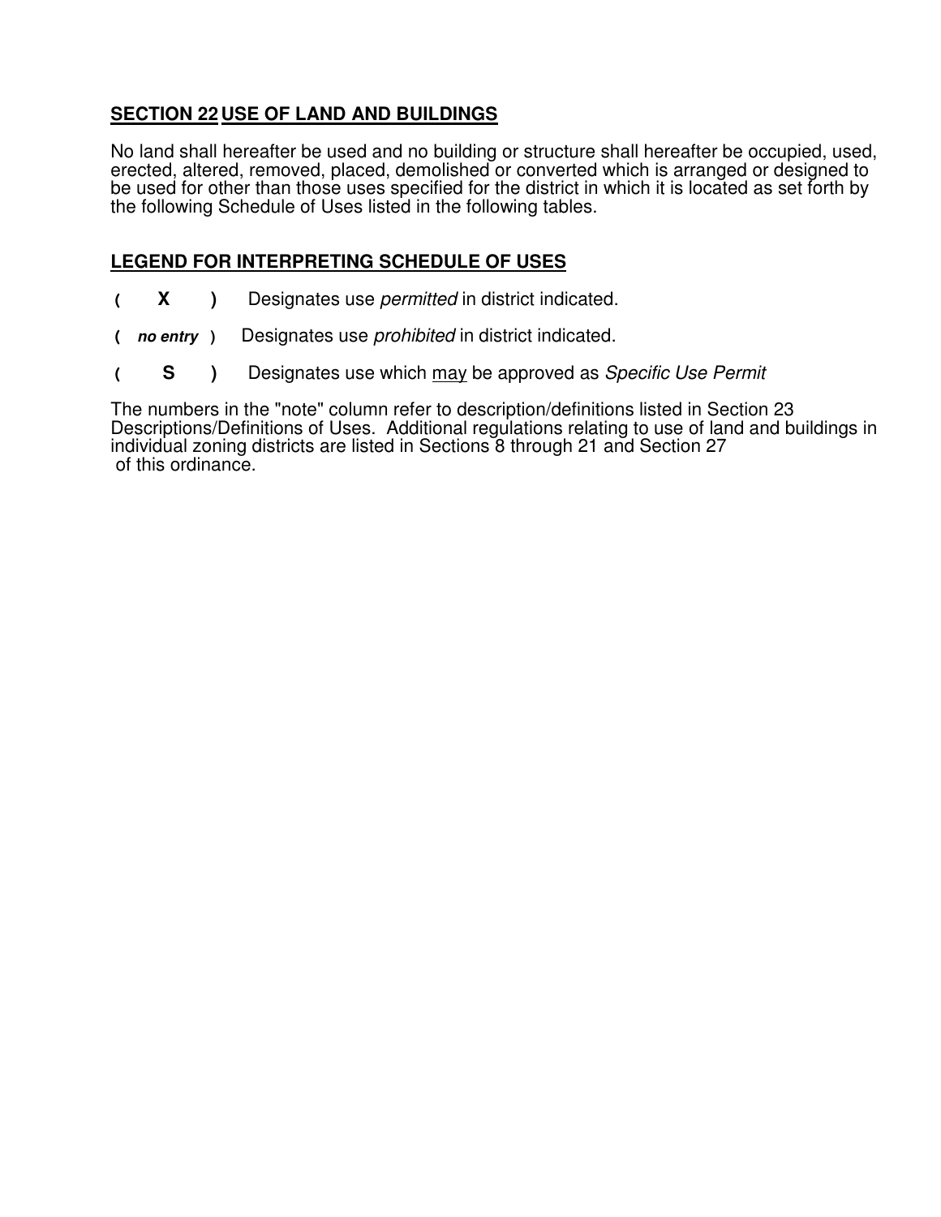## SECTION 22 USE OF LAND AND BUILDINGS

No land shall hereafter be used and no building or structure shall hereafter be occupied, used, erected, altered, removed, placed, demolished or converted which is arranged or designed to be used for other than those uses specified for the district in which it is located as set forth by the following Schedule of Uses listed in the following tables.

## LEGEND FOR INTERPRETING SCHEDULE OF USES

**( X )** Designates use *permitted* in district indicated.

**( *no entry* )** Designates use *prohibited* in district indicated.

**( S )** Designates use which <u>may</u> be approved as *Specific Use Permit*

The numbers in the "note" column refer to description/definitions listed in Section 23 Descriptions/Definitions of Uses. Additional regulations relating to use of land and buildings in individual zoning districts are listed in Sections 8 through 21 and Section 27 of this ordinance.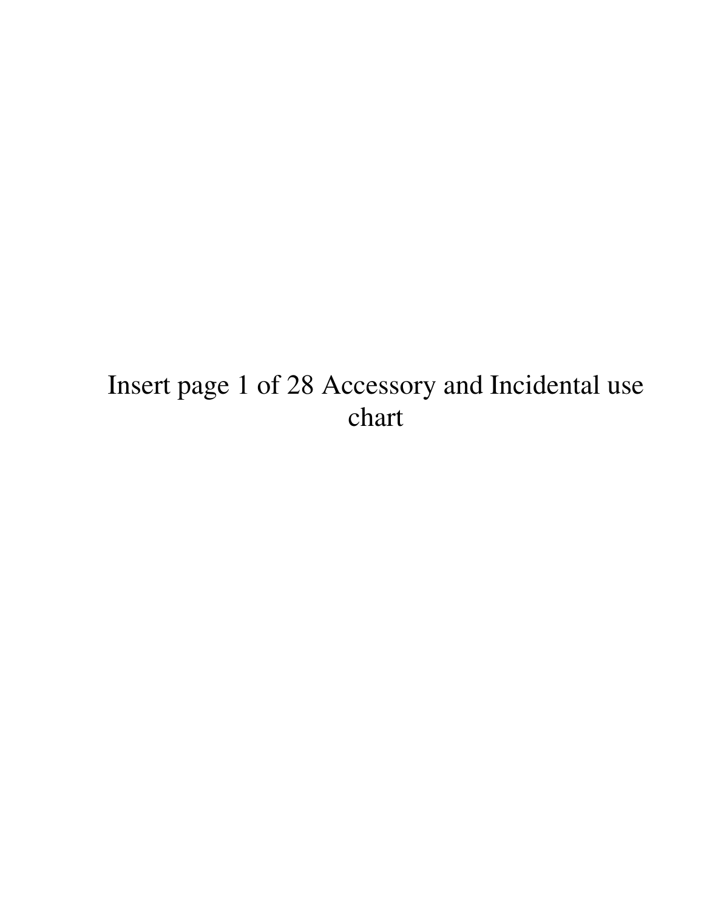Insert page 1 of 28 Accessory and Incidental use chart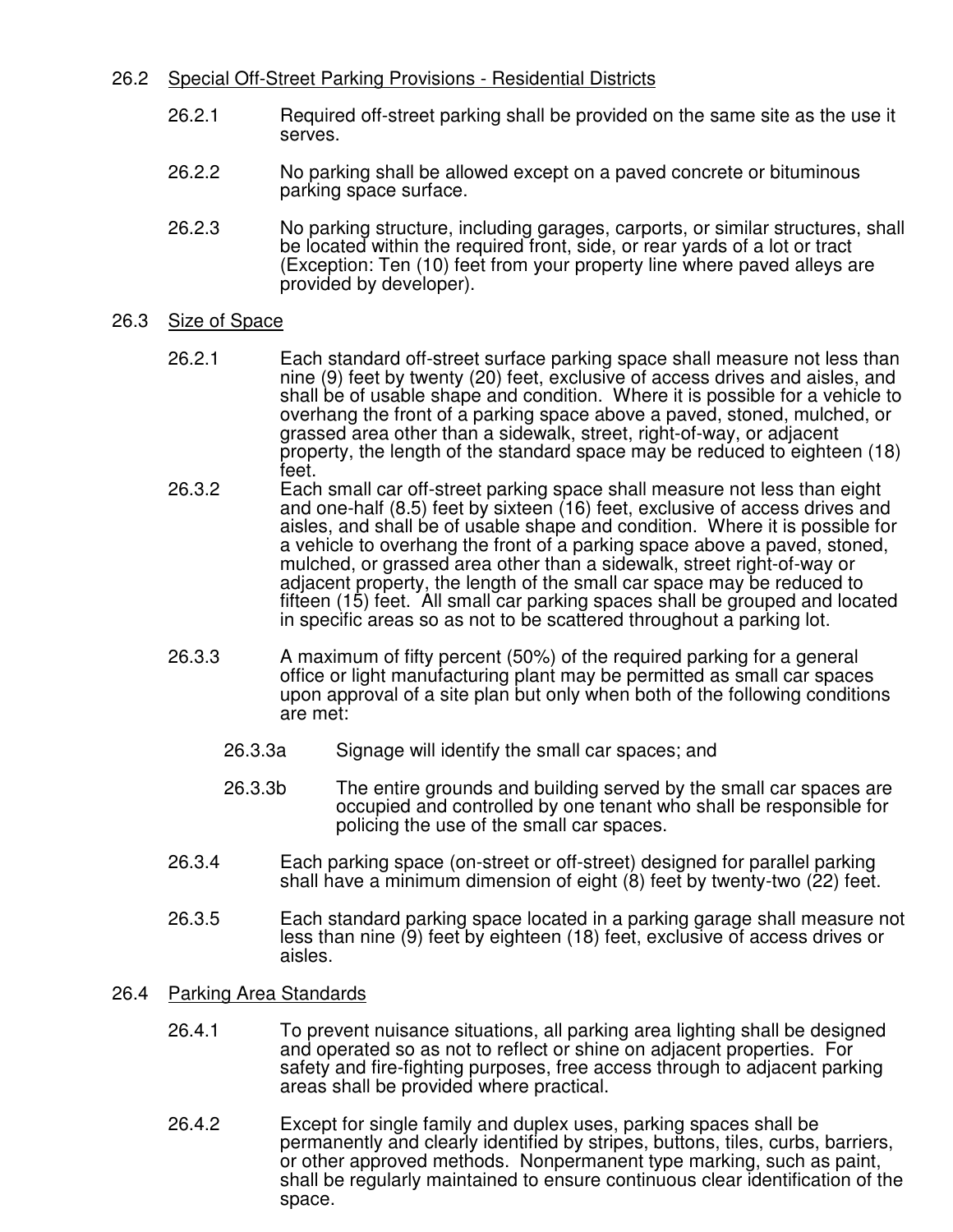## 26.2 Special Off-Street Parking Provisions - Residential Districts

26.2.1 Required off-street parking shall be provided on the same site as the use it serves.

26.2.2 No parking shall be allowed except on a paved concrete or bituminous parking space surface.

26.2.3 No parking structure, including garages, carports, or similar structures, shall be located within the required front, side, or rear yards of a lot or tract (Exception: Ten (10) feet from your property line where paved alleys are provided by developer).

## 26.3 Size of Space

26.2.1 Each standard off-street surface parking space shall measure not less than nine (9) feet by twenty (20) feet, exclusive of access drives and aisles, and shall be of usable shape and condition. Where it is possible for a vehicle to overhang the front of a parking space above a paved, stoned, mulched, or grassed area other than a sidewalk, street, right-of-way, or adjacent property, the length of the standard space may be reduced to eighteen (18) feet.

26.3.2 Each small car off-street parking space shall measure not less than eight and one-half (8.5) feet by sixteen (16) feet, exclusive of access drives and aisles, and shall be of usable shape and condition. Where it is possible for a vehicle to overhang the front of a parking space above a paved, stoned, mulched, or grassed area other than a sidewalk, street right-of-way or adjacent property, the length of the small car space may be reduced to fifteen (15) feet. All small car parking spaces shall be grouped and located in specific areas so as not to be scattered throughout a parking lot.

26.3.3 A maximum of fifty percent (50%) of the required parking for a general office or light manufacturing plant may be permitted as small car spaces upon approval of a site plan but only when both of the following conditions are met:

> 26.3.3a Signage will identify the small car spaces; and
>
> 26.3.3b The entire grounds and building served by the small car spaces are occupied and controlled by one tenant who shall be responsible for policing the use of the small car spaces.

26.3.4 Each parking space (on-street or off-street) designed for parallel parking shall have a minimum dimension of eight (8) feet by twenty-two (22) feet.

26.3.5 Each standard parking space located in a parking garage shall measure not less than nine (9) feet by eighteen (18) feet, exclusive of access drives or aisles.

## 26.4 Parking Area Standards

26.4.1 To prevent nuisance situations, all parking area lighting shall be designed and operated so as not to reflect or shine on adjacent properties. For safety and fire-fighting purposes, free access through to adjacent parking areas shall be provided where practical.

26.4.2 Except for single family and duplex uses, parking spaces shall be permanently and clearly identified by stripes, buttons, tiles, curbs, barriers, or other approved methods. Nonpermanent type marking, such as paint, shall be regularly maintained to ensure continuous clear identification of the space.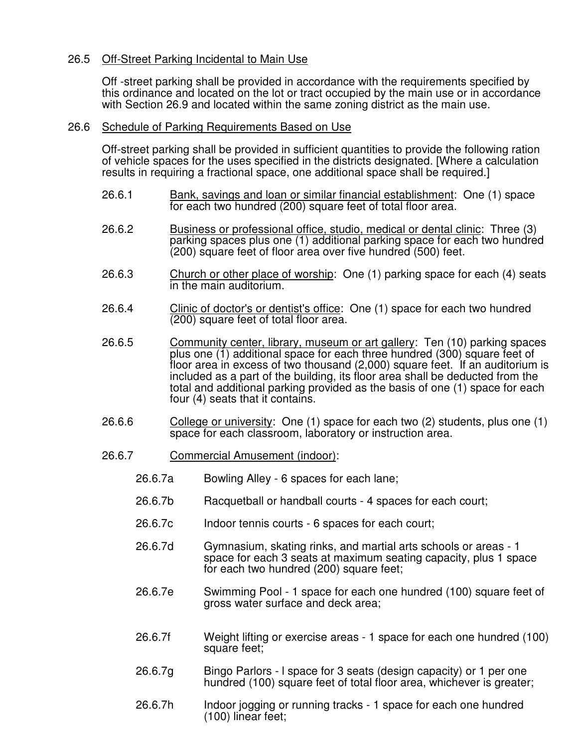26.5 Off-Street Parking Incidental to Main Use

Off -street parking shall be provided in accordance with the requirements specified by this ordinance and located on the lot or tract occupied by the main use or in accordance with Section 26.9 and located within the same zoning district as the main use.

26.6 Schedule of Parking Requirements Based on Use

Off-street parking shall be provided in sufficient quantities to provide the following ration of vehicle spaces for the uses specified in the districts designated. [Where a calculation results in requiring a fractional space, one additional space shall be required.]

26.6.1 Bank, savings and loan or similar financial establishment: One (1) space for each two hundred (200) square feet of total floor area.

26.6.2 Business or professional office, studio, medical or dental clinic: Three (3) parking spaces plus one (1) additional parking space for each two hundred (200) square feet of floor area over five hundred (500) feet.

26.6.3 Church or other place of worship: One (1) parking space for each (4) seats in the main auditorium.

26.6.4 Clinic of doctor's or dentist's office: One (1) space for each two hundred (200) square feet of total floor area.

26.6.5 Community center, library, museum or art gallery: Ten (10) parking spaces plus one (1) additional space for each three hundred (300) square feet of floor area in excess of two thousand (2,000) square feet. If an auditorium is included as a part of the building, its floor area shall be deducted from the total and additional parking provided as the basis of one (1) space for each four (4) seats that it contains.

26.6.6 College or university: One (1) space for each two (2) students, plus one (1) space for each classroom, laboratory or instruction area.

26.6.7 Commercial Amusement (indoor):

26.6.7a Bowling Alley - 6 spaces for each lane;

26.6.7b Racquetball or handball courts - 4 spaces for each court;

26.6.7c Indoor tennis courts - 6 spaces for each court;

26.6.7d Gymnasium, skating rinks, and martial arts schools or areas - 1 space for each 3 seats at maximum seating capacity, plus 1 space for each two hundred (200) square feet;

26.6.7e Swimming Pool - 1 space for each one hundred (100) square feet of gross water surface and deck area;

26.6.7f Weight lifting or exercise areas - 1 space for each one hundred (100) square feet;

26.6.7g Bingo Parlors - l space for 3 seats (design capacity) or 1 per one hundred (100) square feet of total floor area, whichever is greater;

26.6.7h Indoor jogging or running tracks - 1 space for each one hundred (100) linear feet;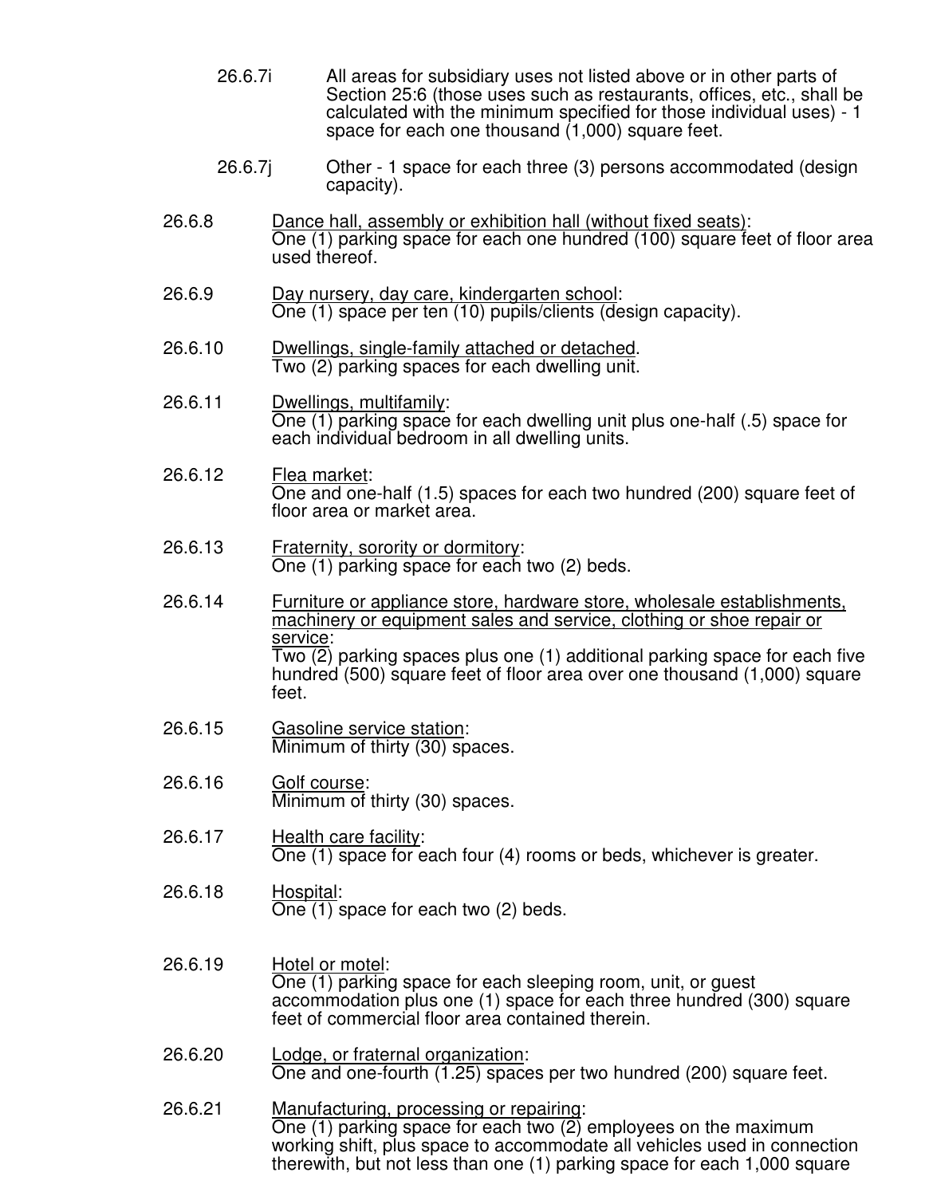26.6.7i All areas for subsidiary uses not listed above or in other parts of Section 25:6 (those uses such as restaurants, offices, etc., shall be calculated with the minimum specified for those individual uses) - 1 space for each one thousand (1,000) square feet.

26.6.7j Other - 1 space for each three (3) persons accommodated (design capacity).

26.6.8 Dance hall, assembly or exhibition hall (without fixed seats):
One (1) parking space for each one hundred (100) square feet of floor area used thereof.

26.6.9 Day nursery, day care, kindergarten school:
One (1) space per ten (10) pupils/clients (design capacity).

26.6.10 Dwellings, single-family attached or detached.
Two (2) parking spaces for each dwelling unit.

26.6.11 Dwellings, multifamily:
One (1) parking space for each dwelling unit plus one-half (.5) space for each individual bedroom in all dwelling units.

26.6.12 Flea market:
One and one-half (1.5) spaces for each two hundred (200) square feet of floor area or market area.

26.6.13 Fraternity, sorority or dormitory:
One (1) parking space for each two (2) beds.

26.6.14 Furniture or appliance store, hardware store, wholesale establishments, machinery or equipment sales and service, clothing or shoe repair or service:
Two (2) parking spaces plus one (1) additional parking space for each five hundred (500) square feet of floor area over one thousand (1,000) square feet.

26.6.15 Gasoline service station:
Minimum of thirty (30) spaces.

26.6.16 Golf course:
Minimum of thirty (30) spaces.

26.6.17 Health care facility:
One (1) space for each four (4) rooms or beds, whichever is greater.

26.6.18 Hospital:
One (1) space for each two (2) beds.

26.6.19 Hotel or motel:
One (1) parking space for each sleeping room, unit, or guest accommodation plus one (1) space for each three hundred (300) square feet of commercial floor area contained therein.

26.6.20 Lodge, or fraternal organization:
One and one-fourth (1.25) spaces per two hundred (200) square feet.

26.6.21 Manufacturing, processing or repairing:
One (1) parking space for each two (2) employees on the maximum working shift, plus space to accommodate all vehicles used in connection therewith, but not less than one (1) parking space for each 1,000 square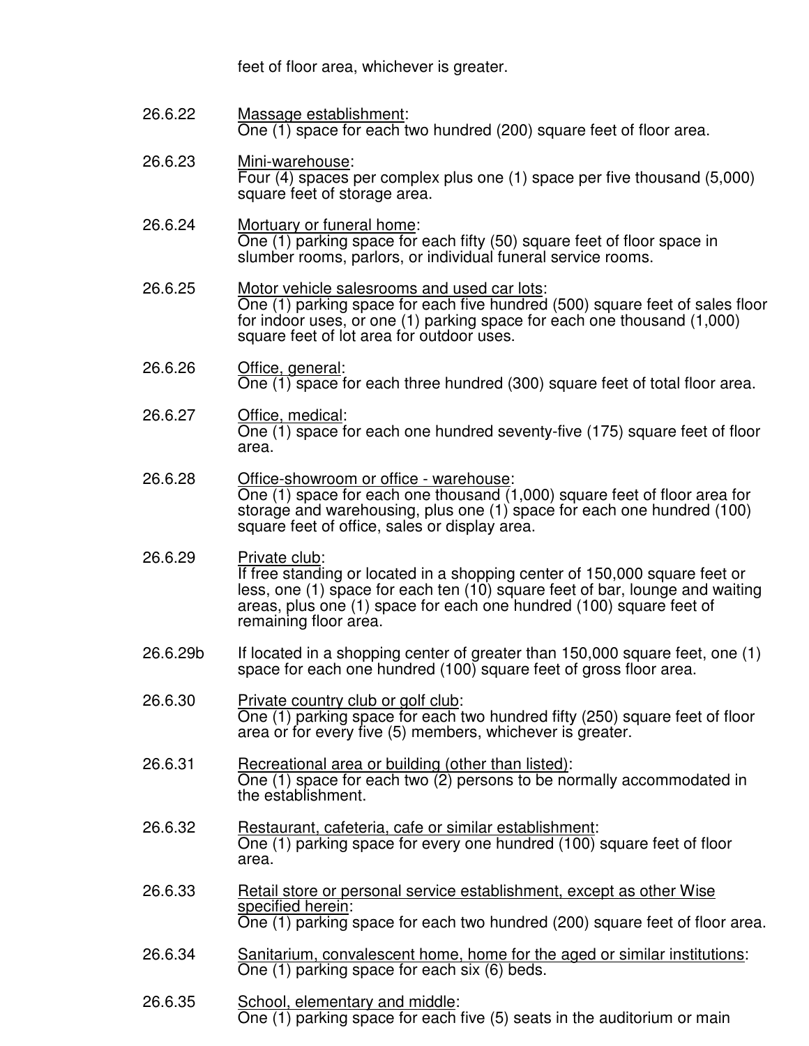feet of floor area, whichever is greater.

26.6.22 Massage establishment:
One (1) space for each two hundred (200) square feet of floor area.

26.6.23 Mini-warehouse:
Four (4) spaces per complex plus one (1) space per five thousand (5,000) square feet of storage area.

26.6.24 Mortuary or funeral home:
One (1) parking space for each fifty (50) square feet of floor space in slumber rooms, parlors, or individual funeral service rooms.

26.6.25 Motor vehicle salesrooms and used car lots:
One (1) parking space for each five hundred (500) square feet of sales floor for indoor uses, or one (1) parking space for each one thousand (1,000) square feet of lot area for outdoor uses.

26.6.26 Office, general:
One (1) space for each three hundred (300) square feet of total floor area.

26.6.27 Office, medical:
One (1) space for each one hundred seventy-five (175) square feet of floor area.

26.6.28 Office-showroom or office - warehouse:
One (1) space for each one thousand (1,000) square feet of floor area for storage and warehousing, plus one (1) space for each one hundred (100) square feet of office, sales or display area.

26.6.29 Private club:
If free standing or located in a shopping center of 150,000 square feet or less, one (1) space for each ten (10) square feet of bar, lounge and waiting areas, plus one (1) space for each one hundred (100) square feet of remaining floor area.

26.6.29b If located in a shopping center of greater than 150,000 square feet, one (1) space for each one hundred (100) square feet of gross floor area.

26.6.30 Private country club or golf club:
One (1) parking space for each two hundred fifty (250) square feet of floor area or for every five (5) members, whichever is greater.

26.6.31 Recreational area or building (other than listed):
One (1) space for each two (2) persons to be normally accommodated in the establishment.

26.6.32 Restaurant, cafeteria, cafe or similar establishment:
One (1) parking space for every one hundred (100) square feet of floor area.

26.6.33 Retail store or personal service establishment, except as other Wise specified herein:
One (1) parking space for each two hundred (200) square feet of floor area.

26.6.34 Sanitarium, convalescent home, home for the aged or similar institutions:
One (1) parking space for each six (6) beds.

26.6.35 School, elementary and middle:
One (1) parking space for each five (5) seats in the auditorium or main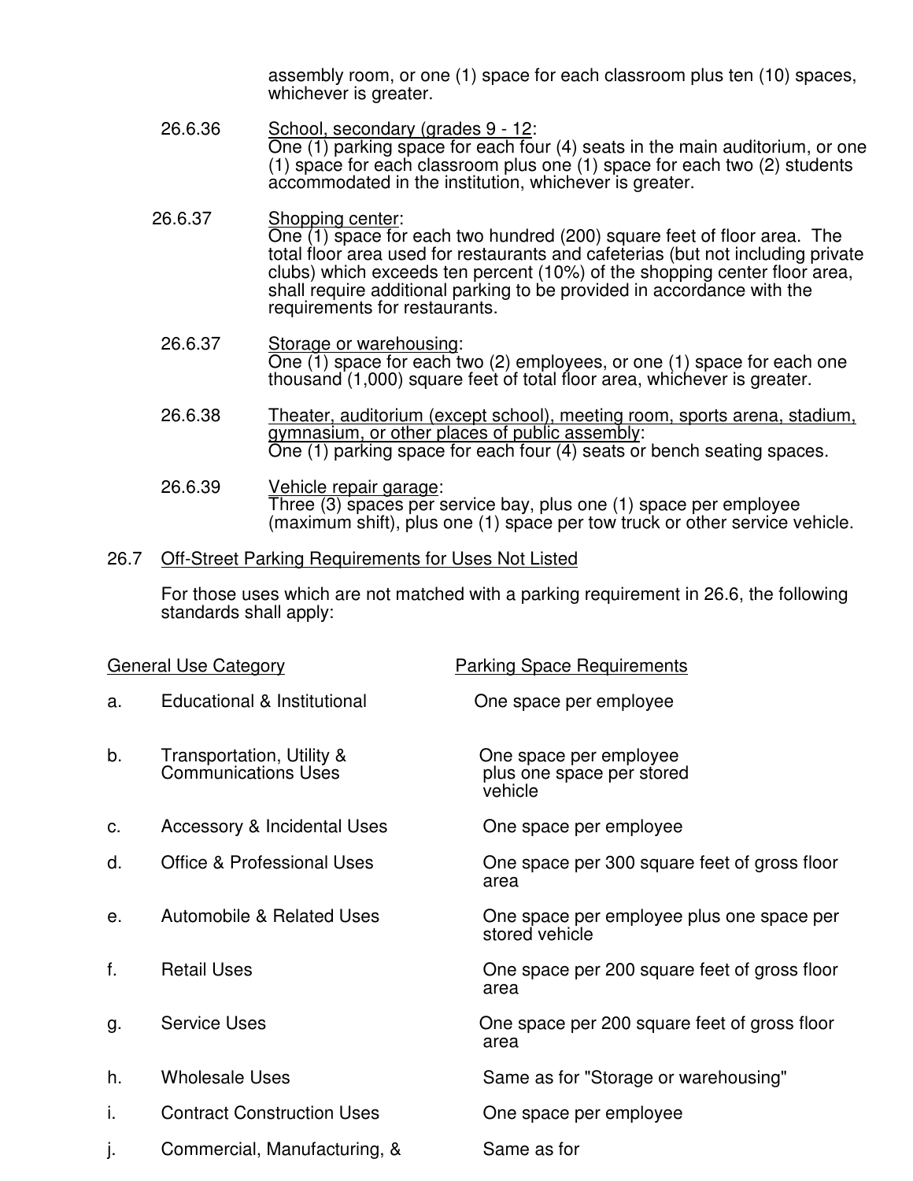assembly room, or one (1) space for each classroom plus ten (10) spaces, whichever is greater.

26.6.36 School, secondary (grades 9 - 12):
One (1) parking space for each four (4) seats in the main auditorium, or one (1) space for each classroom plus one (1) space for each two (2) students accommodated in the institution, whichever is greater.

26.6.37 Shopping center:
One (1) space for each two hundred (200) square feet of floor area. The total floor area used for restaurants and cafeterias (but not including private clubs) which exceeds ten percent (10%) of the shopping center floor area, shall require additional parking to be provided in accordance with the requirements for restaurants.

26.6.37 Storage or warehousing:
One (1) space for each two (2) employees, or one (1) space for each one thousand (1,000) square feet of total floor area, whichever is greater.

26.6.38 Theater, auditorium (except school), meeting room, sports arena, stadium, gymnasium, or other places of public assembly:
One (1) parking space for each four (4) seats or bench seating spaces.

26.6.39 Vehicle repair garage:
Three (3) spaces per service bay, plus one (1) space per employee (maximum shift), plus one (1) space per tow truck or other service vehicle.

## 26.7 Off-Street Parking Requirements for Uses Not Listed

For those uses which are not matched with a parking requirement in 26.6, the following standards shall apply:

| | General Use Category | Parking Space Requirements |
|---|---|---|
| a. | Educational & Institutional | One space per employee |
| b. | Transportation, Utility & Communications Uses | One space per employee plus one space per stored vehicle |
| c. | Accessory & Incidental Uses | One space per employee |
| d. | Office & Professional Uses | One space per 300 square feet of gross floor area |
| e. | Automobile & Related Uses | One space per employee plus one space per stored vehicle |
| f. | Retail Uses | One space per 200 square feet of gross floor area |
| g. | Service Uses | One space per 200 square feet of gross floor area |
| h. | Wholesale Uses | Same as for "Storage or warehousing" |
| i. | Contract Construction Uses | One space per employee |
| j. | Commercial, Manufacturing, & | Same as for |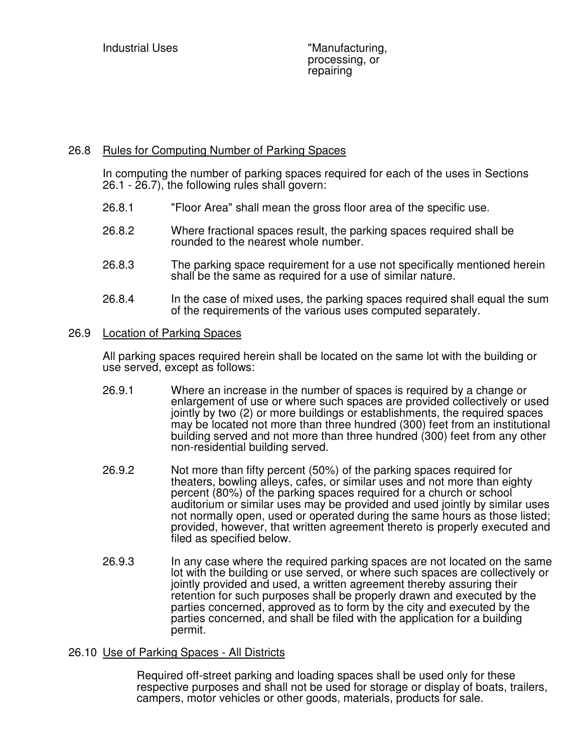| Industrial Uses | "Manufacturing, processing, or repairing |
|---|---|

26.8 Rules for Computing Number of Parking Spaces

In computing the number of parking spaces required for each of the uses in Sections 26.1 - 26.7), the following rules shall govern:

26.8.1 "Floor Area" shall mean the gross floor area of the specific use.

26.8.2 Where fractional spaces result, the parking spaces required shall be rounded to the nearest whole number.

26.8.3 The parking space requirement for a use not specifically mentioned herein shall be the same as required for a use of similar nature.

26.8.4 In the case of mixed uses, the parking spaces required shall equal the sum of the requirements of the various uses computed separately.

26.9 Location of Parking Spaces

All parking spaces required herein shall be located on the same lot with the building or use served, except as follows:

26.9.1 Where an increase in the number of spaces is required by a change or enlargement of use or where such spaces are provided collectively or used jointly by two (2) or more buildings or establishments, the required spaces may be located not more than three hundred (300) feet from an institutional building served and not more than three hundred (300) feet from any other non-residential building served.

26.9.2 Not more than fifty percent (50%) of the parking spaces required for theaters, bowling alleys, cafes, or similar uses and not more than eighty percent (80%) of the parking spaces required for a church or school auditorium or similar uses may be provided and used jointly by similar uses not normally open, used or operated during the same hours as those listed; provided, however, that written agreement thereto is properly executed and filed as specified below.

26.9.3 In any case where the required parking spaces are not located on the same lot with the building or use served, or where such spaces are collectively or jointly provided and used, a written agreement thereby assuring their retention for such purposes shall be properly drawn and executed by the parties concerned, approved as to form by the city and executed by the parties concerned, and shall be filed with the application for a building permit.

26.10 Use of Parking Spaces - All Districts

Required off-street parking and loading spaces shall be used only for these respective purposes and shall not be used for storage or display of boats, trailers, campers, motor vehicles or other goods, materials, products for sale.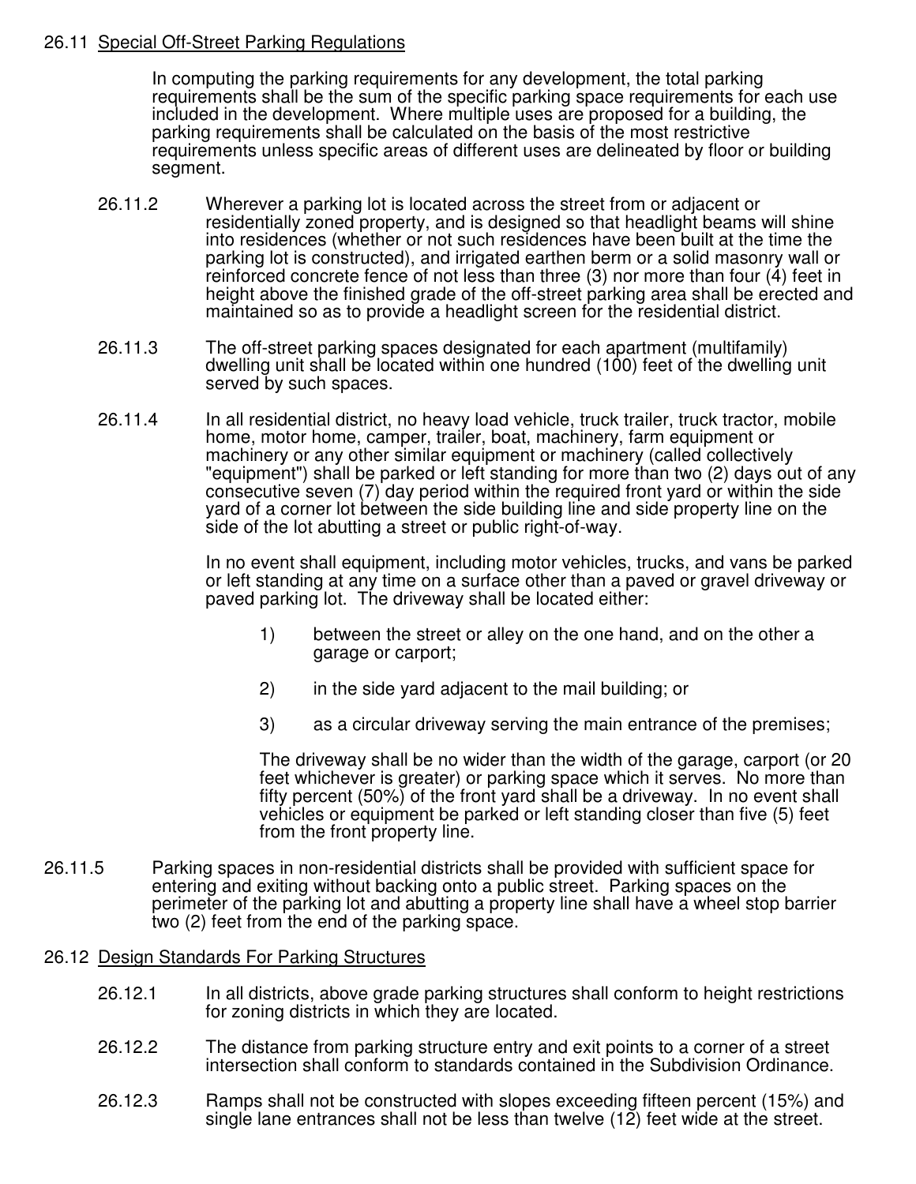## 26.11 Special Off-Street Parking Regulations

In computing the parking requirements for any development, the total parking requirements shall be the sum of the specific parking space requirements for each use included in the development. Where multiple uses are proposed for a building, the parking requirements shall be calculated on the basis of the most restrictive requirements unless specific areas of different uses are delineated by floor or building segment.

26.11.2 Wherever a parking lot is located across the street from or adjacent or residentially zoned property, and is designed so that headlight beams will shine into residences (whether or not such residences have been built at the time the parking lot is constructed), and irrigated earthen berm or a solid masonry wall or reinforced concrete fence of not less than three (3) nor more than four (4) feet in height above the finished grade of the off-street parking area shall be erected and maintained so as to provide a headlight screen for the residential district.

26.11.3 The off-street parking spaces designated for each apartment (multifamily) dwelling unit shall be located within one hundred (100) feet of the dwelling unit served by such spaces.

26.11.4 In all residential district, no heavy load vehicle, truck trailer, truck tractor, mobile home, motor home, camper, trailer, boat, machinery, farm equipment or machinery or any other similar equipment or machinery (called collectively "equipment") shall be parked or left standing for more than two (2) days out of any consecutive seven (7) day period within the required front yard or within the side yard of a corner lot between the side building line and side property line on the side of the lot abutting a street or public right-of-way.

In no event shall equipment, including motor vehicles, trucks, and vans be parked or left standing at any time on a surface other than a paved or gravel driveway or paved parking lot. The driveway shall be located either:

1) between the street or alley on the one hand, and on the other a garage or carport;

2) in the side yard adjacent to the mail building; or

3) as a circular driveway serving the main entrance of the premises;

The driveway shall be no wider than the width of the garage, carport (or 20 feet whichever is greater) or parking space which it serves. No more than fifty percent (50%) of the front yard shall be a driveway. In no event shall vehicles or equipment be parked or left standing closer than five (5) feet from the front property line.

26.11.5 Parking spaces in non-residential districts shall be provided with sufficient space for entering and exiting without backing onto a public street. Parking spaces on the perimeter of the parking lot and abutting a property line shall have a wheel stop barrier two (2) feet from the end of the parking space.

## 26.12 Design Standards For Parking Structures

26.12.1 In all districts, above grade parking structures shall conform to height restrictions for zoning districts in which they are located.

26.12.2 The distance from parking structure entry and exit points to a corner of a street intersection shall conform to standards contained in the Subdivision Ordinance.

26.12.3 Ramps shall not be constructed with slopes exceeding fifteen percent (15%) and single lane entrances shall not be less than twelve (12) feet wide at the street.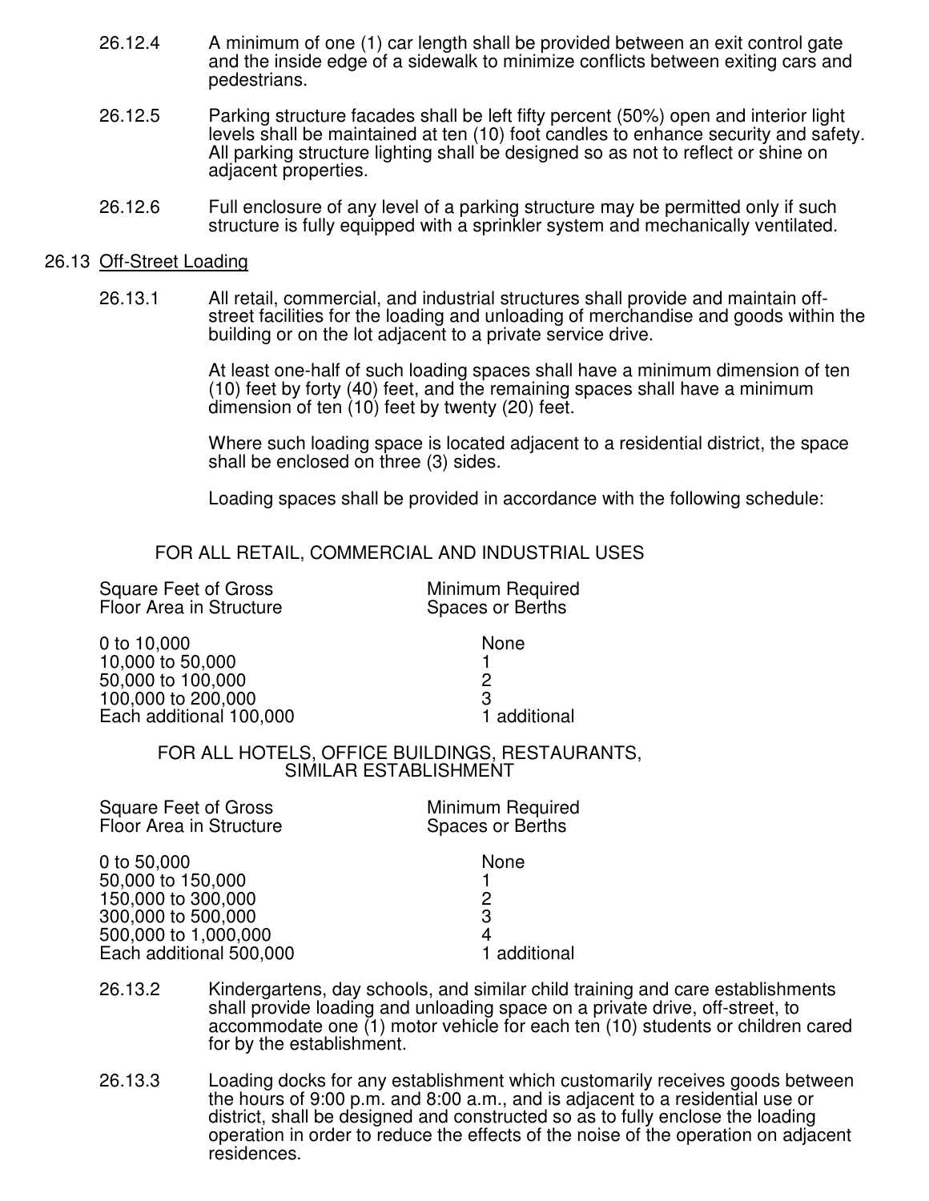26.12.4 A minimum of one (1) car length shall be provided between an exit control gate and the inside edge of a sidewalk to minimize conflicts between exiting cars and pedestrians.

26.12.5 Parking structure facades shall be left fifty percent (50%) open and interior light levels shall be maintained at ten (10) foot candles to enhance security and safety. All parking structure lighting shall be designed so as not to reflect or shine on adjacent properties.

26.12.6 Full enclosure of any level of a parking structure may be permitted only if such structure is fully equipped with a sprinkler system and mechanically ventilated.

## 26.13 Off-Street Loading

26.13.1 All retail, commercial, and industrial structures shall provide and maintain off-street facilities for the loading and unloading of merchandise and goods within the building or on the lot adjacent to a private service drive.

At least one-half of such loading spaces shall have a minimum dimension of ten (10) feet by forty (40) feet, and the remaining spaces shall have a minimum dimension of ten (10) feet by twenty (20) feet.

Where such loading space is located adjacent to a residential district, the space shall be enclosed on three (3) sides.

Loading spaces shall be provided in accordance with the following schedule:

FOR ALL RETAIL, COMMERCIAL AND INDUSTRIAL USES

| Square Feet of Gross Floor Area in Structure | Minimum Required Spaces or Berths |
|---|---|
| 0 to 10,000 | None |
| 10,000 to 50,000 | 1 |
| 50,000 to 100,000 | 2 |
| 100,000 to 200,000 | 3 |
| Each additional 100,000 | 1 additional |

FOR ALL HOTELS, OFFICE BUILDINGS, RESTAURANTS, SIMILAR ESTABLISHMENT

| Square Feet of Gross Floor Area in Structure | Minimum Required Spaces or Berths |
|---|---|
| 0 to 50,000 | None |
| 50,000 to 150,000 | 1 |
| 150,000 to 300,000 | 2 |
| 300,000 to 500,000 | 3 |
| 500,000 to 1,000,000 | 4 |
| Each additional 500,000 | 1 additional |

26.13.2 Kindergartens, day schools, and similar child training and care establishments shall provide loading and unloading space on a private drive, off-street, to accommodate one (1) motor vehicle for each ten (10) students or children cared for by the establishment.

26.13.3 Loading docks for any establishment which customarily receives goods between the hours of 9:00 p.m. and 8:00 a.m., and is adjacent to a residential use or district, shall be designed and constructed so as to fully enclose the loading operation in order to reduce the effects of the noise of the operation on adjacent residences.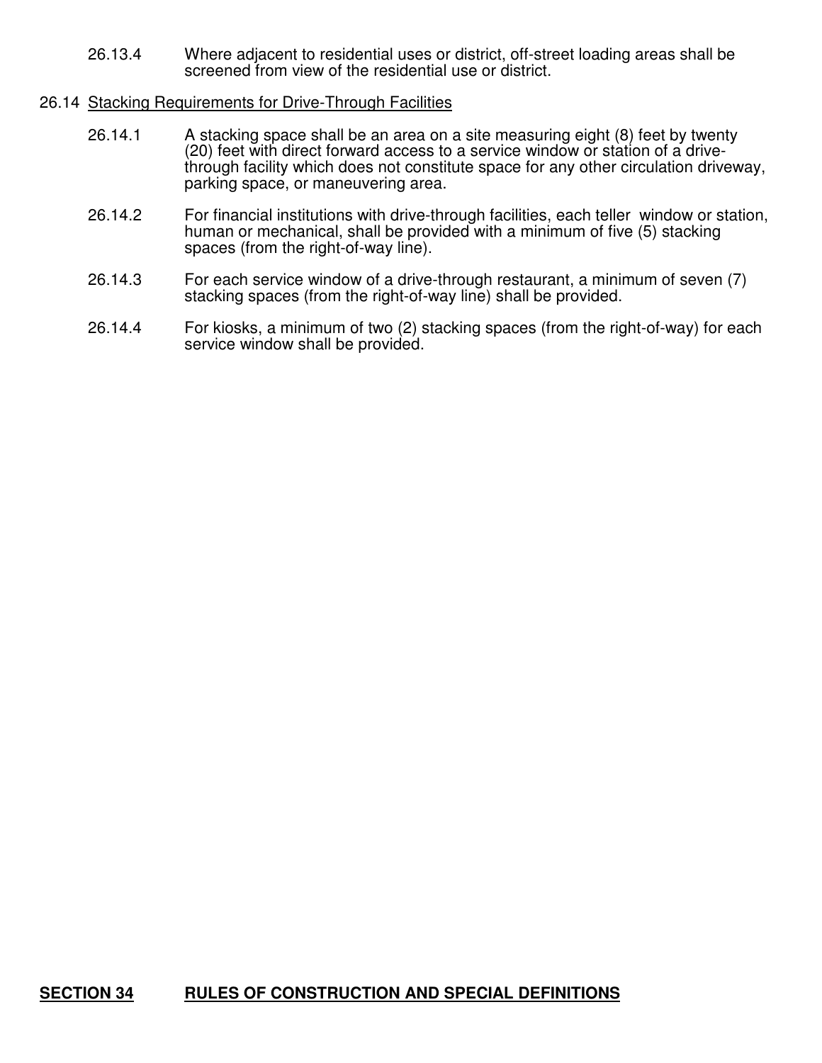26.13.4 Where adjacent to residential uses or district, off-street loading areas shall be screened from view of the residential use or district.

26.14 Stacking Requirements for Drive-Through Facilities

26.14.1 A stacking space shall be an area on a site measuring eight (8) feet by twenty (20) feet with direct forward access to a service window or station of a drive-through facility which does not constitute space for any other circulation driveway, parking space, or maneuvering area.

26.14.2 For financial institutions with drive-through facilities, each teller window or station, human or mechanical, shall be provided with a minimum of five (5) stacking spaces (from the right-of-way line).

26.14.3 For each service window of a drive-through restaurant, a minimum of seven (7) stacking spaces (from the right-of-way line) shall be provided.

26.14.4 For kiosks, a minimum of two (2) stacking spaces (from the right-of-way) for each service window shall be provided.

## SECTION 34 RULES OF CONSTRUCTION AND SPECIAL DEFINITIONS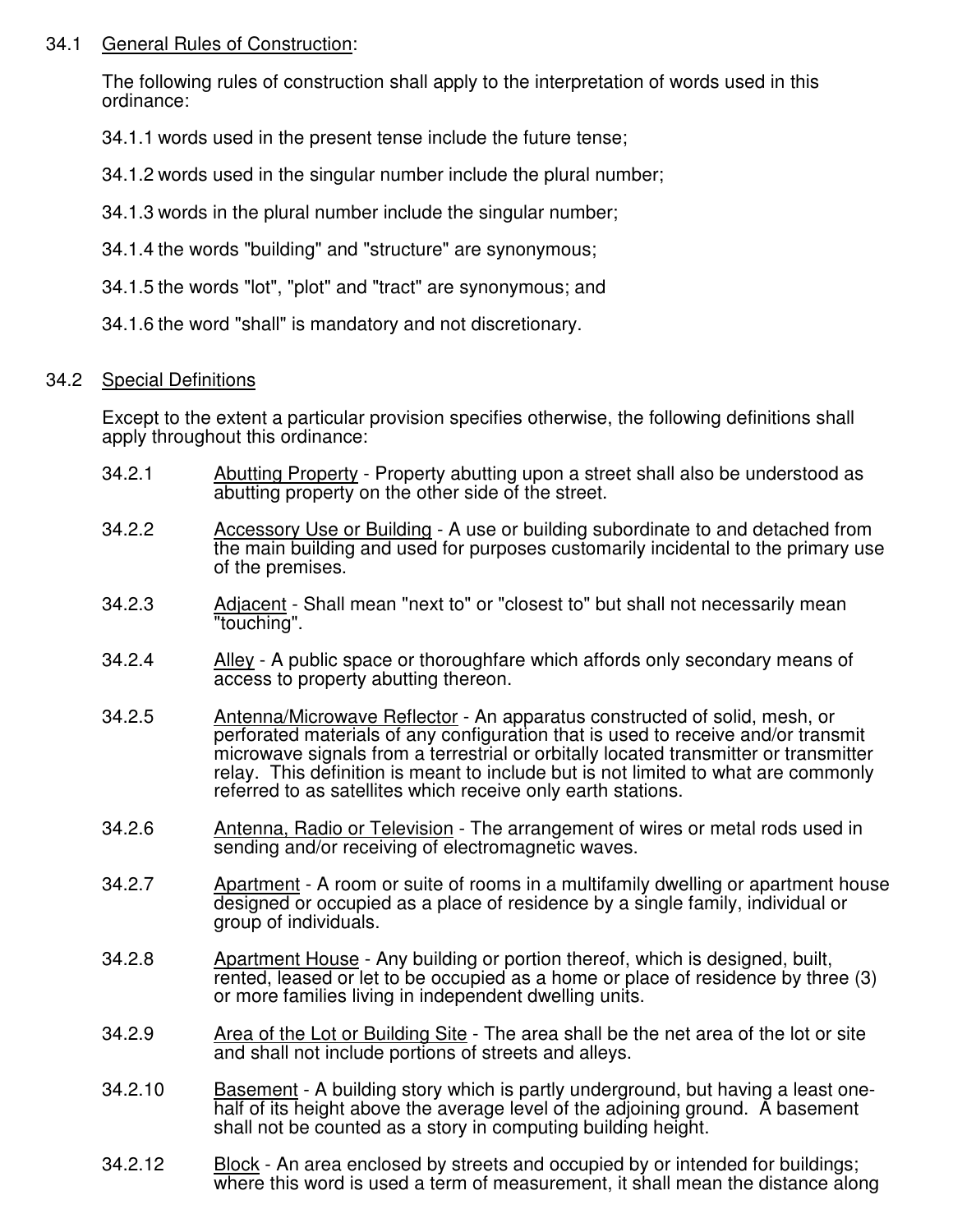34.1 <u>General Rules of Construction</u>:

The following rules of construction shall apply to the interpretation of words used in this ordinance:

34.1.1 words used in the present tense include the future tense;

34.1.2 words used in the singular number include the plural number;

34.1.3 words in the plural number include the singular number;

34.1.4 the words "building" and "structure" are synonymous;

34.1.5 the words "lot", "plot" and "tract" are synonymous; and

34.1.6 the word "shall" is mandatory and not discretionary.

34.2 <u>Special Definitions</u>

Except to the extent a particular provision specifies otherwise, the following definitions shall apply throughout this ordinance:

34.2.1 <u>Abutting Property</u> - Property abutting upon a street shall also be understood as abutting property on the other side of the street.

34.2.2 <u>Accessory Use or Building</u> - A use or building subordinate to and detached from the main building and used for purposes customarily incidental to the primary use of the premises.

34.2.3 <u>Adjacent</u> - Shall mean "next to" or "closest to" but shall not necessarily mean "touching".

34.2.4 <u>Alley</u> - A public space or thoroughfare which affords only secondary means of access to property abutting thereon.

34.2.5 <u>Antenna/Microwave Reflector</u> - An apparatus constructed of solid, mesh, or perforated materials of any configuration that is used to receive and/or transmit microwave signals from a terrestrial or orbitally located transmitter or transmitter relay. This definition is meant to include but is not limited to what are commonly referred to as satellites which receive only earth stations.

34.2.6 <u>Antenna, Radio or Television</u> - The arrangement of wires or metal rods used in sending and/or receiving of electromagnetic waves.

34.2.7 <u>Apartment</u> - A room or suite of rooms in a multifamily dwelling or apartment house designed or occupied as a place of residence by a single family, individual or group of individuals.

34.2.8 <u>Apartment House</u> - Any building or portion thereof, which is designed, built, rented, leased or let to be occupied as a home or place of residence by three (3) or more families living in independent dwelling units.

34.2.9 <u>Area of the Lot or Building Site</u> - The area shall be the net area of the lot or site and shall not include portions of streets and alleys.

34.2.10 <u>Basement</u> - A building story which is partly underground, but having a least one-half of its height above the average level of the adjoining ground. A basement shall not be counted as a story in computing building height.

34.2.12 <u>Block</u> - An area enclosed by streets and occupied by or intended for buildings; where this word is used a term of measurement, it shall mean the distance along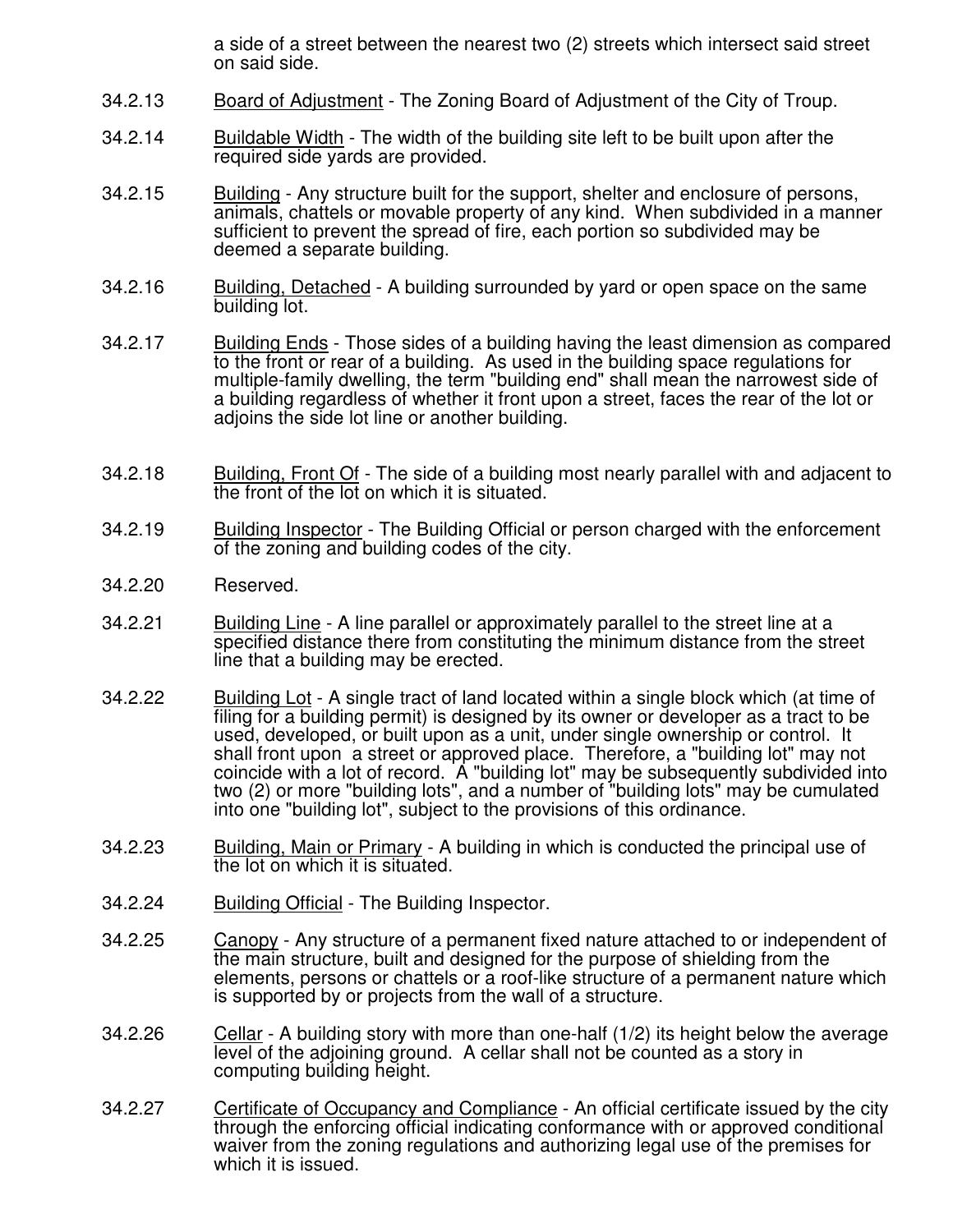a side of a street between the nearest two (2) streets which intersect said street on said side.

34.2.13 Board of Adjustment - The Zoning Board of Adjustment of the City of Troup.

34.2.14 Buildable Width - The width of the building site left to be built upon after the required side yards are provided.

34.2.15 Building - Any structure built for the support, shelter and enclosure of persons, animals, chattels or movable property of any kind. When subdivided in a manner sufficient to prevent the spread of fire, each portion so subdivided may be deemed a separate building.

34.2.16 Building, Detached - A building surrounded by yard or open space on the same building lot.

34.2.17 Building Ends - Those sides of a building having the least dimension as compared to the front or rear of a building. As used in the building space regulations for multiple-family dwelling, the term "building end" shall mean the narrowest side of a building regardless of whether it front upon a street, faces the rear of the lot or adjoins the side lot line or another building.

34.2.18 Building, Front Of - The side of a building most nearly parallel with and adjacent to the front of the lot on which it is situated.

34.2.19 Building Inspector - The Building Official or person charged with the enforcement of the zoning and building codes of the city.

34.2.20 Reserved.

34.2.21 Building Line - A line parallel or approximately parallel to the street line at a specified distance there from constituting the minimum distance from the street line that a building may be erected.

34.2.22 Building Lot - A single tract of land located within a single block which (at time of filing for a building permit) is designed by its owner or developer as a tract to be used, developed, or built upon as a unit, under single ownership or control. It shall front upon a street or approved place. Therefore, a "building lot" may not coincide with a lot of record. A "building lot" may be subsequently subdivided into two (2) or more "building lots", and a number of "building lots" may be cumulated into one "building lot", subject to the provisions of this ordinance.

34.2.23 Building, Main or Primary - A building in which is conducted the principal use of the lot on which it is situated.

34.2.24 Building Official - The Building Inspector.

34.2.25 Canopy - Any structure of a permanent fixed nature attached to or independent of the main structure, built and designed for the purpose of shielding from the elements, persons or chattels or a roof-like structure of a permanent nature which is supported by or projects from the wall of a structure.

34.2.26 Cellar - A building story with more than one-half (1/2) its height below the average level of the adjoining ground. A cellar shall not be counted as a story in computing building height.

34.2.27 Certificate of Occupancy and Compliance - An official certificate issued by the city through the enforcing official indicating conformance with or approved conditional waiver from the zoning regulations and authorizing legal use of the premises for which it is issued.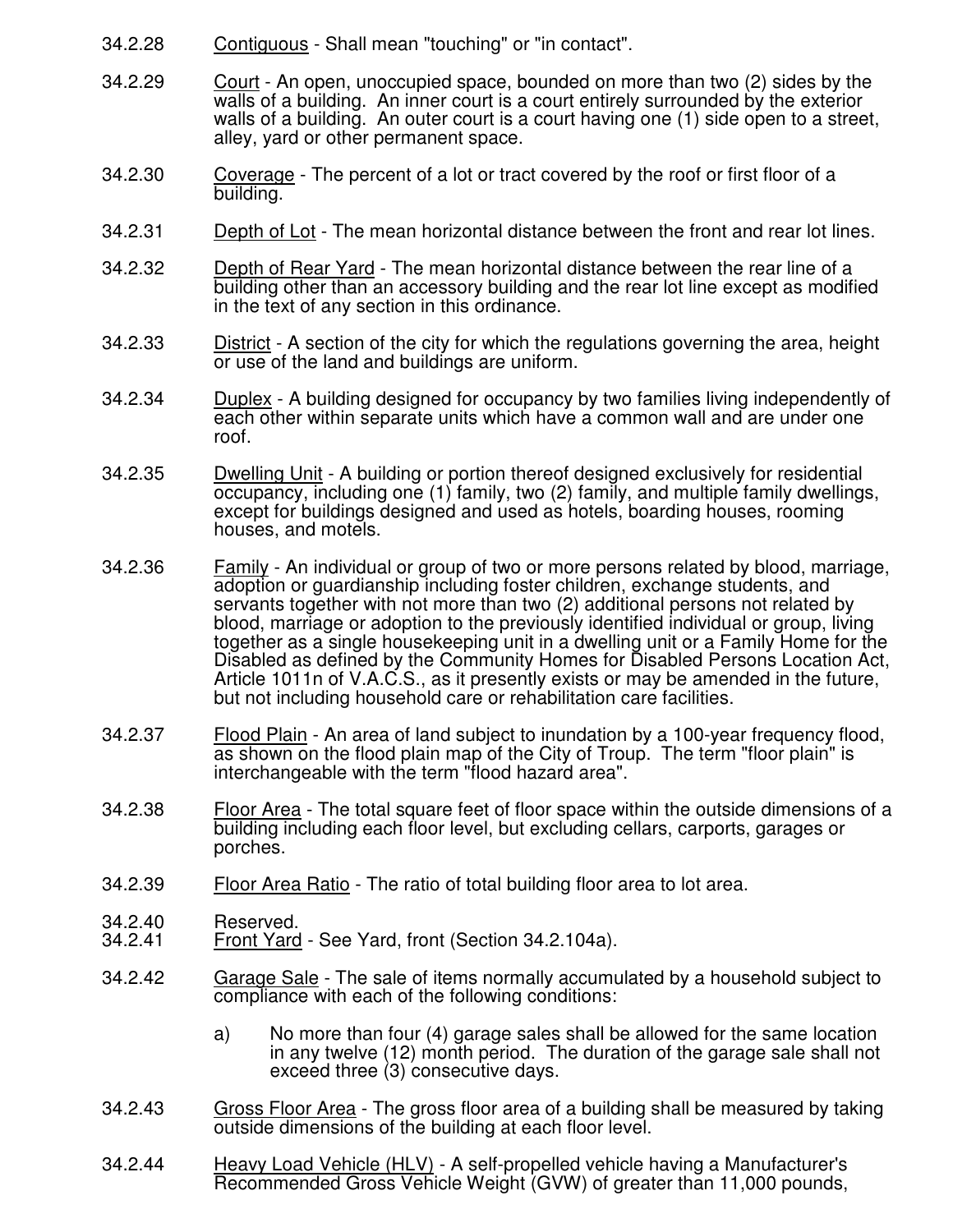34.2.28 Contiguous - Shall mean "touching" or "in contact".

34.2.29 Court - An open, unoccupied space, bounded on more than two (2) sides by the walls of a building. An inner court is a court entirely surrounded by the exterior walls of a building. An outer court is a court having one (1) side open to a street, alley, yard or other permanent space.

34.2.30 Coverage - The percent of a lot or tract covered by the roof or first floor of a building.

34.2.31 Depth of Lot - The mean horizontal distance between the front and rear lot lines.

34.2.32 Depth of Rear Yard - The mean horizontal distance between the rear line of a building other than an accessory building and the rear lot line except as modified in the text of any section in this ordinance.

34.2.33 District - A section of the city for which the regulations governing the area, height or use of the land and buildings are uniform.

34.2.34 Duplex - A building designed for occupancy by two families living independently of each other within separate units which have a common wall and are under one roof.

34.2.35 Dwelling Unit - A building or portion thereof designed exclusively for residential occupancy, including one (1) family, two (2) family, and multiple family dwellings, except for buildings designed and used as hotels, boarding houses, rooming houses, and motels.

34.2.36 Family - An individual or group of two or more persons related by blood, marriage, adoption or guardianship including foster children, exchange students, and servants together with not more than two (2) additional persons not related by blood, marriage or adoption to the previously identified individual or group, living together as a single housekeeping unit in a dwelling unit or a Family Home for the Disabled as defined by the Community Homes for Disabled Persons Location Act, Article 1011n of V.A.C.S., as it presently exists or may be amended in the future, but not including household care or rehabilitation care facilities.

34.2.37 Flood Plain - An area of land subject to inundation by a 100-year frequency flood, as shown on the flood plain map of the City of Troup. The term "floor plain" is interchangeable with the term "flood hazard area".

34.2.38 Floor Area - The total square feet of floor space within the outside dimensions of a building including each floor level, but excluding cellars, carports, garages or porches.

34.2.39 Floor Area Ratio - The ratio of total building floor area to lot area.

34.2.40 Reserved.

34.2.41 Front Yard - See Yard, front (Section 34.2.104a).

34.2.42 Garage Sale - The sale of items normally accumulated by a household subject to compliance with each of the following conditions:

a) No more than four (4) garage sales shall be allowed for the same location in any twelve (12) month period. The duration of the garage sale shall not exceed three (3) consecutive days.

34.2.43 Gross Floor Area - The gross floor area of a building shall be measured by taking outside dimensions of the building at each floor level.

34.2.44 Heavy Load Vehicle (HLV) - A self-propelled vehicle having a Manufacturer's Recommended Gross Vehicle Weight (GVW) of greater than 11,000 pounds,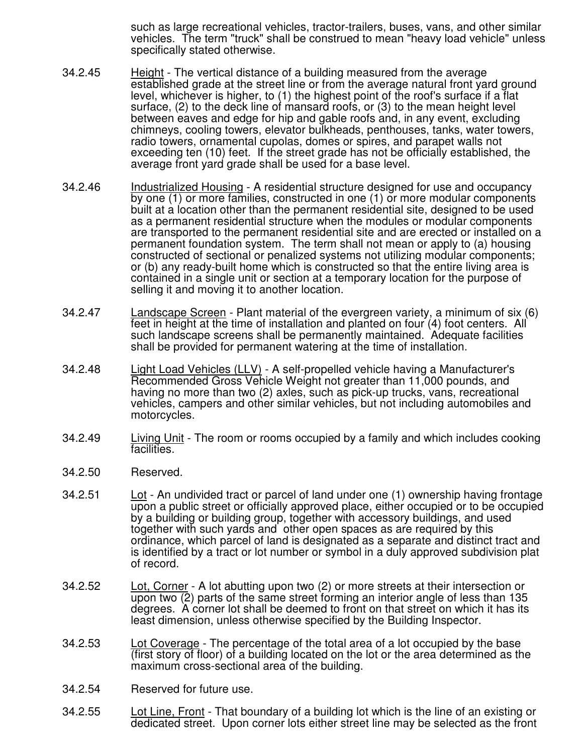such as large recreational vehicles, tractor-trailers, buses, vans, and other similar vehicles. The term "truck" shall be construed to mean "heavy load vehicle" unless specifically stated otherwise.

34.2.45 Height - The vertical distance of a building measured from the average established grade at the street line or from the average natural front yard ground level, whichever is higher, to (1) the highest point of the roof's surface if a flat surface, (2) to the deck line of mansard roofs, or (3) to the mean height level between eaves and edge for hip and gable roofs and, in any event, excluding chimneys, cooling towers, elevator bulkheads, penthouses, tanks, water towers, radio towers, ornamental cupolas, domes or spires, and parapet walls not exceeding ten (10) feet. If the street grade has not be officially established, the average front yard grade shall be used for a base level.

34.2.46 Industrialized Housing - A residential structure designed for use and occupancy by one (1) or more families, constructed in one (1) or more modular components built at a location other than the permanent residential site, designed to be used as a permanent residential structure when the modules or modular components are transported to the permanent residential site and are erected or installed on a permanent foundation system. The term shall not mean or apply to (a) housing constructed of sectional or penalized systems not utilizing modular components; or (b) any ready-built home which is constructed so that the entire living area is contained in a single unit or section at a temporary location for the purpose of selling it and moving it to another location.

34.2.47 Landscape Screen - Plant material of the evergreen variety, a minimum of six (6) feet in height at the time of installation and planted on four (4) foot centers. All such landscape screens shall be permanently maintained. Adequate facilities shall be provided for permanent watering at the time of installation.

34.2.48 Light Load Vehicles (LLV) - A self-propelled vehicle having a Manufacturer's Recommended Gross Vehicle Weight not greater than 11,000 pounds, and having no more than two (2) axles, such as pick-up trucks, vans, recreational vehicles, campers and other similar vehicles, but not including automobiles and motorcycles.

34.2.49 Living Unit - The room or rooms occupied by a family and which includes cooking facilities.

34.2.50 Reserved.

34.2.51 Lot - An undivided tract or parcel of land under one (1) ownership having frontage upon a public street or officially approved place, either occupied or to be occupied by a building or building group, together with accessory buildings, and used together with such yards and other open spaces as are required by this ordinance, which parcel of land is designated as a separate and distinct tract and is identified by a tract or lot number or symbol in a duly approved subdivision plat of record.

34.2.52 Lot, Corner - A lot abutting upon two (2) or more streets at their intersection or upon two (2) parts of the same street forming an interior angle of less than 135 degrees. A corner lot shall be deemed to front on that street on which it has its least dimension, unless otherwise specified by the Building Inspector.

34.2.53 Lot Coverage - The percentage of the total area of a lot occupied by the base (first story of floor) of a building located on the lot or the area determined as the maximum cross-sectional area of the building.

34.2.54 Reserved for future use.

34.2.55 Lot Line, Front - That boundary of a building lot which is the line of an existing or dedicated street. Upon corner lots either street line may be selected as the front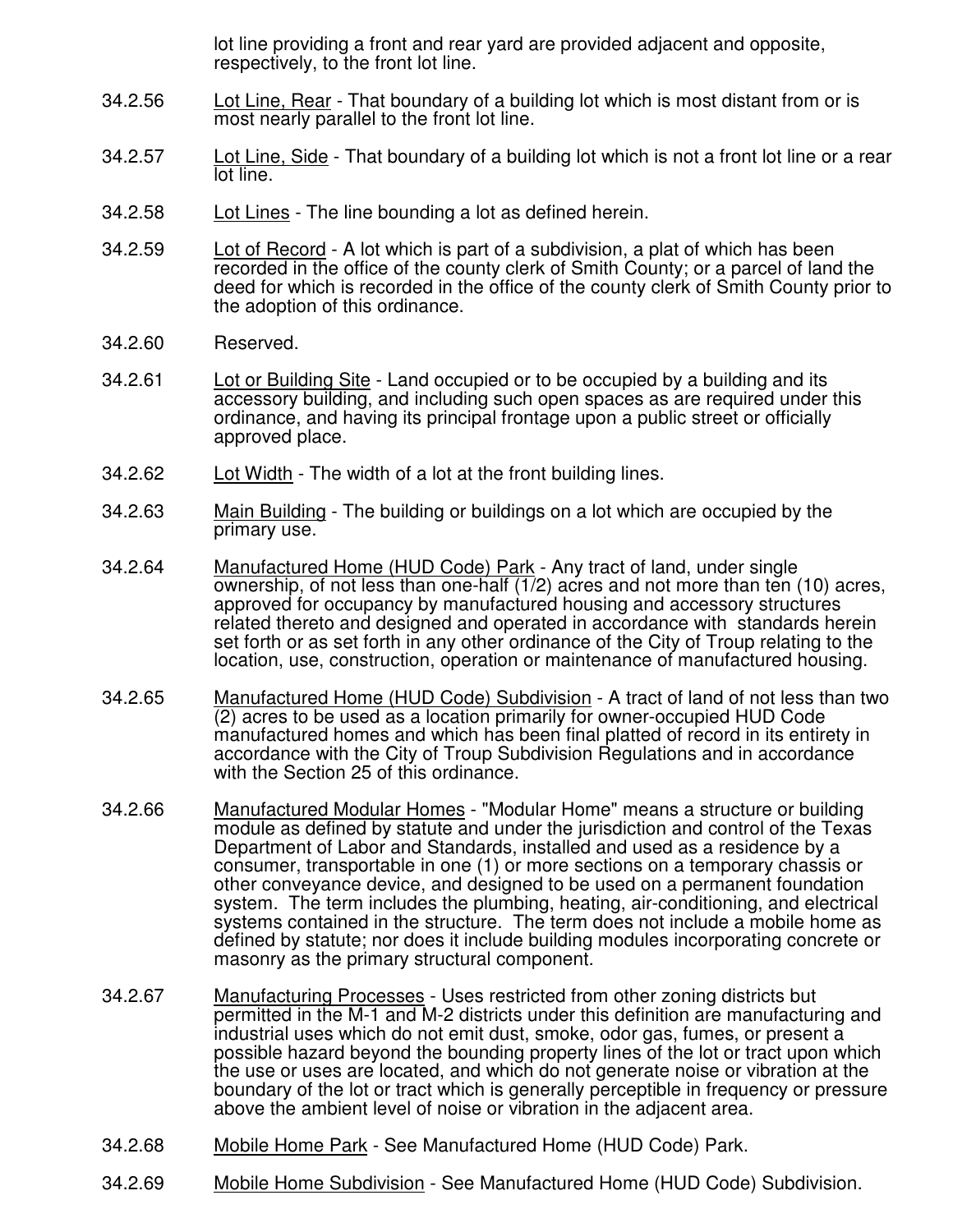lot line providing a front and rear yard are provided adjacent and opposite, respectively, to the front lot line.

34.2.56 Lot Line, Rear - That boundary of a building lot which is most distant from or is most nearly parallel to the front lot line.

34.2.57 Lot Line, Side - That boundary of a building lot which is not a front lot line or a rear lot line.

34.2.58 Lot Lines - The line bounding a lot as defined herein.

34.2.59 Lot of Record - A lot which is part of a subdivision, a plat of which has been recorded in the office of the county clerk of Smith County; or a parcel of land the deed for which is recorded in the office of the county clerk of Smith County prior to the adoption of this ordinance.

34.2.60 Reserved.

34.2.61 Lot or Building Site - Land occupied or to be occupied by a building and its accessory building, and including such open spaces as are required under this ordinance, and having its principal frontage upon a public street or officially approved place.

34.2.62 Lot Width - The width of a lot at the front building lines.

34.2.63 Main Building - The building or buildings on a lot which are occupied by the primary use.

34.2.64 Manufactured Home (HUD Code) Park - Any tract of land, under single ownership, of not less than one-half (1/2) acres and not more than ten (10) acres, approved for occupancy by manufactured housing and accessory structures related thereto and designed and operated in accordance with standards herein set forth or as set forth in any other ordinance of the City of Troup relating to the location, use, construction, operation or maintenance of manufactured housing.

34.2.65 Manufactured Home (HUD Code) Subdivision - A tract of land of not less than two (2) acres to be used as a location primarily for owner-occupied HUD Code manufactured homes and which has been final platted of record in its entirety in accordance with the City of Troup Subdivision Regulations and in accordance with the Section 25 of this ordinance.

34.2.66 Manufactured Modular Homes - "Modular Home" means a structure or building module as defined by statute and under the jurisdiction and control of the Texas Department of Labor and Standards, installed and used as a residence by a consumer, transportable in one (1) or more sections on a temporary chassis or other conveyance device, and designed to be used on a permanent foundation system. The term includes the plumbing, heating, air-conditioning, and electrical systems contained in the structure. The term does not include a mobile home as defined by statute; nor does it include building modules incorporating concrete or masonry as the primary structural component.

34.2.67 Manufacturing Processes - Uses restricted from other zoning districts but permitted in the M-1 and M-2 districts under this definition are manufacturing and industrial uses which do not emit dust, smoke, odor gas, fumes, or present a possible hazard beyond the bounding property lines of the lot or tract upon which the use or uses are located, and which do not generate noise or vibration at the boundary of the lot or tract which is generally perceptible in frequency or pressure above the ambient level of noise or vibration in the adjacent area.

34.2.68 Mobile Home Park - See Manufactured Home (HUD Code) Park.

34.2.69 Mobile Home Subdivision - See Manufactured Home (HUD Code) Subdivision.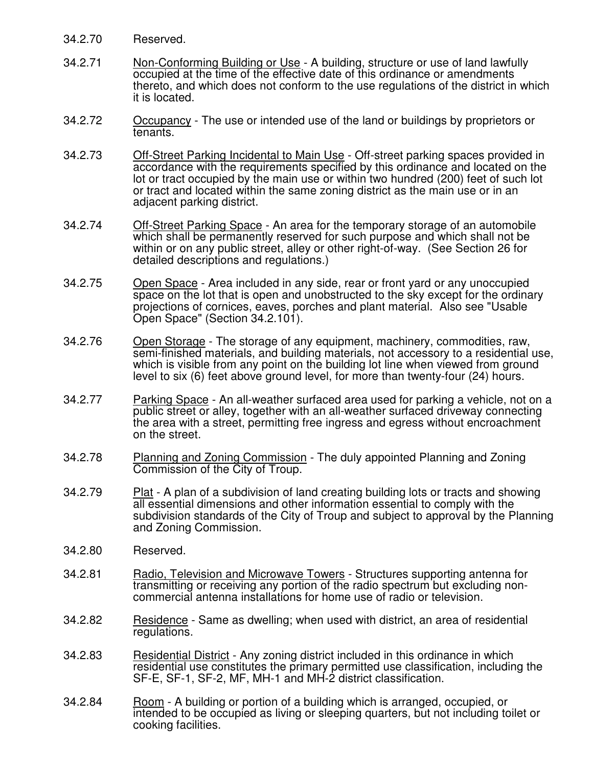34.2.70 Reserved.

34.2.71 Non-Conforming Building or Use - A building, structure or use of land lawfully occupied at the time of the effective date of this ordinance or amendments thereto, and which does not conform to the use regulations of the district in which it is located.

34.2.72 Occupancy - The use or intended use of the land or buildings by proprietors or tenants.

34.2.73 Off-Street Parking Incidental to Main Use - Off-street parking spaces provided in accordance with the requirements specified by this ordinance and located on the lot or tract occupied by the main use or within two hundred (200) feet of such lot or tract and located within the same zoning district as the main use or in an adjacent parking district.

34.2.74 Off-Street Parking Space - An area for the temporary storage of an automobile which shall be permanently reserved for such purpose and which shall not be within or on any public street, alley or other right-of-way. (See Section 26 for detailed descriptions and regulations.)

34.2.75 Open Space - Area included in any side, rear or front yard or any unoccupied space on the lot that is open and unobstructed to the sky except for the ordinary projections of cornices, eaves, porches and plant material. Also see "Usable Open Space" (Section 34.2.101).

34.2.76 Open Storage - The storage of any equipment, machinery, commodities, raw, semi-finished materials, and building materials, not accessory to a residential use, which is visible from any point on the building lot line when viewed from ground level to six (6) feet above ground level, for more than twenty-four (24) hours.

34.2.77 Parking Space - An all-weather surfaced area used for parking a vehicle, not on a public street or alley, together with an all-weather surfaced driveway connecting the area with a street, permitting free ingress and egress without encroachment on the street.

34.2.78 Planning and Zoning Commission - The duly appointed Planning and Zoning Commission of the City of Troup.

34.2.79 Plat - A plan of a subdivision of land creating building lots or tracts and showing all essential dimensions and other information essential to comply with the subdivision standards of the City of Troup and subject to approval by the Planning and Zoning Commission.

34.2.80 Reserved.

34.2.81 Radio, Television and Microwave Towers - Structures supporting antenna for transmitting or receiving any portion of the radio spectrum but excluding non-commercial antenna installations for home use of radio or television.

34.2.82 Residence - Same as dwelling; when used with district, an area of residential regulations.

34.2.83 Residential District - Any zoning district included in this ordinance in which residential use constitutes the primary permitted use classification, including the SF-E, SF-1, SF-2, MF, MH-1 and MH-2 district classification.

34.2.84 Room - A building or portion of a building which is arranged, occupied, or intended to be occupied as living or sleeping quarters, but not including toilet or cooking facilities.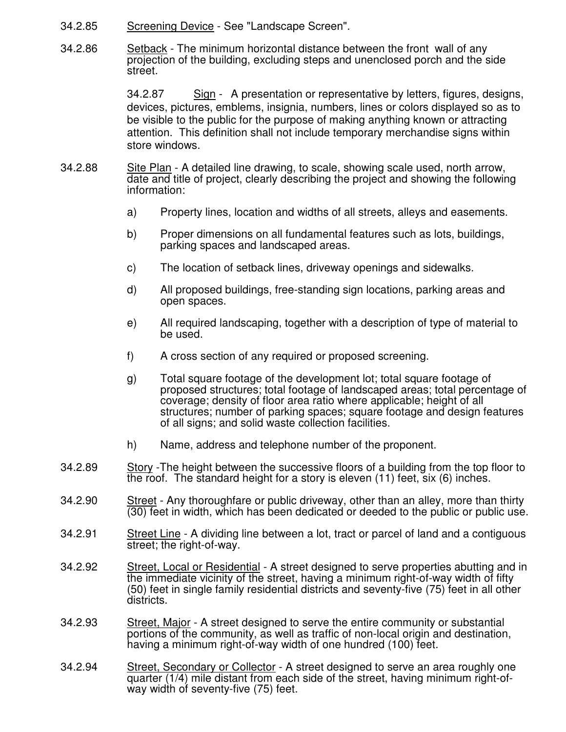34.2.85 Screening Device - See "Landscape Screen".

34.2.86 Setback - The minimum horizontal distance between the front wall of any projection of the building, excluding steps and unenclosed porch and the side street.

34.2.87 Sign - A presentation or representative by letters, figures, designs, devices, pictures, emblems, insignia, numbers, lines or colors displayed so as to be visible to the public for the purpose of making anything known or attracting attention. This definition shall not include temporary merchandise signs within store windows.

34.2.88 Site Plan - A detailed line drawing, to scale, showing scale used, north arrow, date and title of project, clearly describing the project and showing the following information:

a) Property lines, location and widths of all streets, alleys and easements.

b) Proper dimensions on all fundamental features such as lots, buildings, parking spaces and landscaped areas.

c) The location of setback lines, driveway openings and sidewalks.

d) All proposed buildings, free-standing sign locations, parking areas and open spaces.

e) All required landscaping, together with a description of type of material to be used.

f) A cross section of any required or proposed screening.

g) Total square footage of the development lot; total square footage of proposed structures; total footage of landscaped areas; total percentage of coverage; density of floor area ratio where applicable; height of all structures; number of parking spaces; square footage and design features of all signs; and solid waste collection facilities.

h) Name, address and telephone number of the proponent.

34.2.89 Story -The height between the successive floors of a building from the top floor to the roof. The standard height for a story is eleven (11) feet, six (6) inches.

34.2.90 Street - Any thoroughfare or public driveway, other than an alley, more than thirty (30) feet in width, which has been dedicated or deeded to the public or public use.

34.2.91 Street Line - A dividing line between a lot, tract or parcel of land and a contiguous street; the right-of-way.

34.2.92 Street, Local or Residential - A street designed to serve properties abutting and in the immediate vicinity of the street, having a minimum right-of-way width of fifty (50) feet in single family residential districts and seventy-five (75) feet in all other districts.

34.2.93 Street, Major - A street designed to serve the entire community or substantial portions of the community, as well as traffic of non-local origin and destination, having a minimum right-of-way width of one hundred (100) feet.

34.2.94 Street, Secondary or Collector - A street designed to serve an area roughly one quarter (1/4) mile distant from each side of the street, having minimum right-of-way width of seventy-five (75) feet.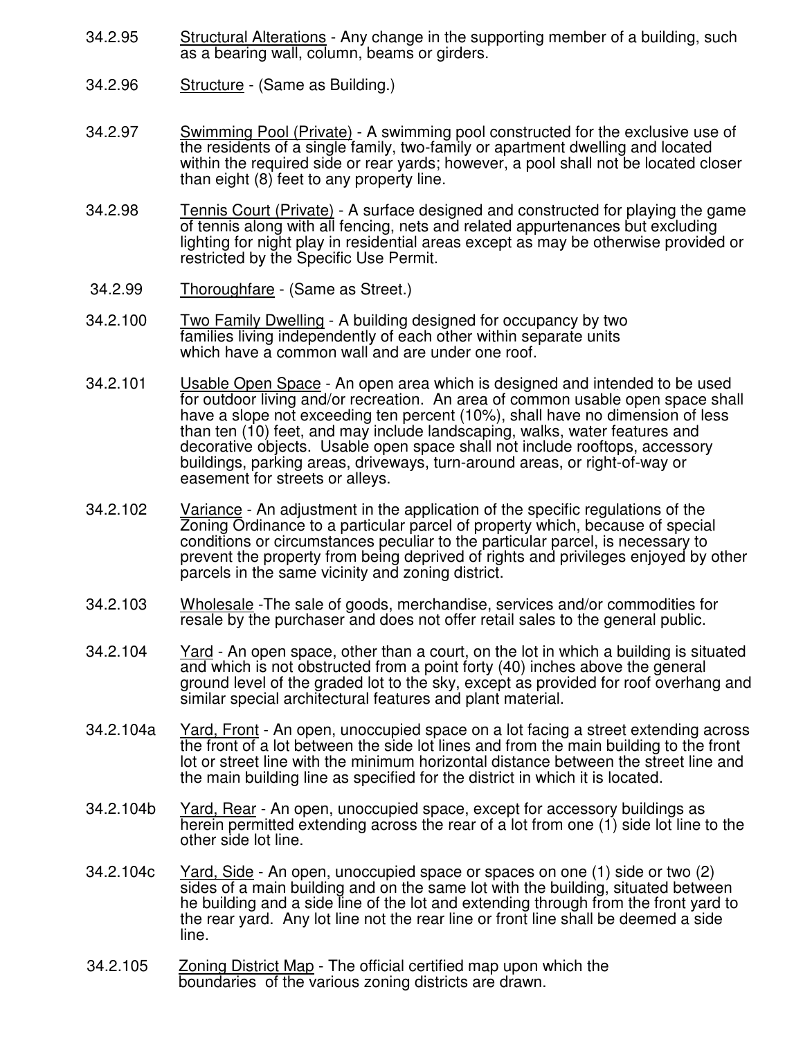34.2.95 Structural Alterations - Any change in the supporting member of a building, such as a bearing wall, column, beams or girders.

34.2.96 Structure - (Same as Building.)

34.2.97 Swimming Pool (Private) - A swimming pool constructed for the exclusive use of the residents of a single family, two-family or apartment dwelling and located within the required side or rear yards; however, a pool shall not be located closer than eight (8) feet to any property line.

34.2.98 Tennis Court (Private) - A surface designed and constructed for playing the game of tennis along with all fencing, nets and related appurtenances but excluding lighting for night play in residential areas except as may be otherwise provided or restricted by the Specific Use Permit.

34.2.99 Thoroughfare - (Same as Street.)

34.2.100 Two Family Dwelling - A building designed for occupancy by two families living independently of each other within separate units which have a common wall and are under one roof.

34.2.101 Usable Open Space - An open area which is designed and intended to be used for outdoor living and/or recreation. An area of common usable open space shall have a slope not exceeding ten percent (10%), shall have no dimension of less than ten (10) feet, and may include landscaping, walks, water features and decorative objects. Usable open space shall not include rooftops, accessory buildings, parking areas, driveways, turn-around areas, or right-of-way or easement for streets or alleys.

34.2.102 Variance - An adjustment in the application of the specific regulations of the Zoning Ordinance to a particular parcel of property which, because of special conditions or circumstances peculiar to the particular parcel, is necessary to prevent the property from being deprived of rights and privileges enjoyed by other parcels in the same vicinity and zoning district.

34.2.103 Wholesale -The sale of goods, merchandise, services and/or commodities for resale by the purchaser and does not offer retail sales to the general public.

34.2.104 Yard - An open space, other than a court, on the lot in which a building is situated and which is not obstructed from a point forty (40) inches above the general ground level of the graded lot to the sky, except as provided for roof overhang and similar special architectural features and plant material.

34.2.104a Yard, Front - An open, unoccupied space on a lot facing a street extending across the front of a lot between the side lot lines and from the main building to the front lot or street line with the minimum horizontal distance between the street line and the main building line as specified for the district in which it is located.

34.2.104b Yard, Rear - An open, unoccupied space, except for accessory buildings as herein permitted extending across the rear of a lot from one (1) side lot line to the other side lot line.

34.2.104c Yard, Side - An open, unoccupied space or spaces on one (1) side or two (2) sides of a main building and on the same lot with the building, situated between he building and a side line of the lot and extending through from the front yard to the rear yard. Any lot line not the rear line or front line shall be deemed a side line.

34.2.105 Zoning District Map - The official certified map upon which the boundaries of the various zoning districts are drawn.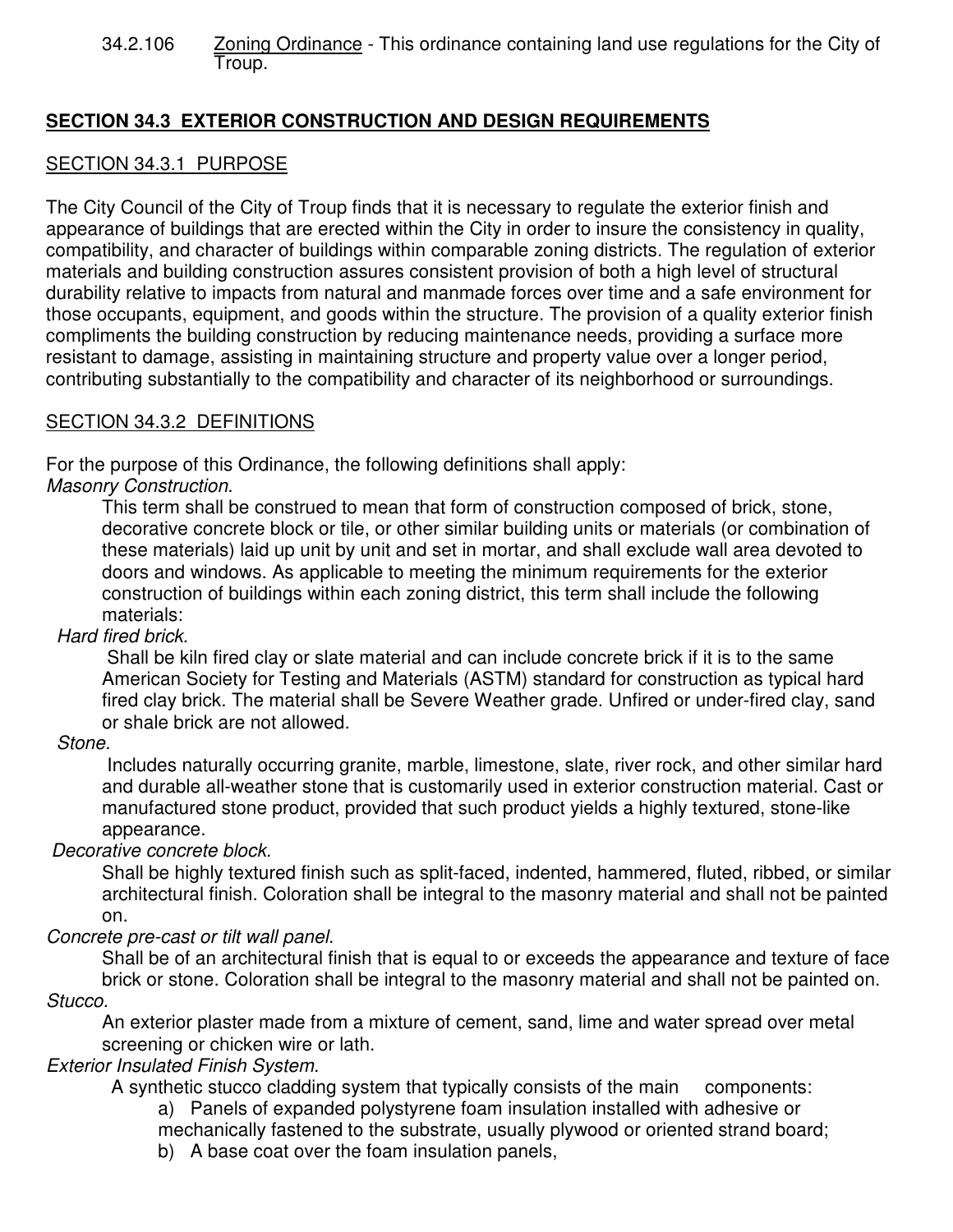34.2.106 Zoning Ordinance - This ordinance containing land use regulations for the City of Troup.

## SECTION 34.3 EXTERIOR CONSTRUCTION AND DESIGN REQUIREMENTS

### SECTION 34.3.1 PURPOSE

The City Council of the City of Troup finds that it is necessary to regulate the exterior finish and appearance of buildings that are erected within the City in order to insure the consistency in quality, compatibility, and character of buildings within comparable zoning districts. The regulation of exterior materials and building construction assures consistent provision of both a high level of structural durability relative to impacts from natural and manmade forces over time and a safe environment for those occupants, equipment, and goods within the structure. The provision of a quality exterior finish compliments the building construction by reducing maintenance needs, providing a surface more resistant to damage, assisting in maintaining structure and property value over a longer period, contributing substantially to the compatibility and character of its neighborhood or surroundings.

### SECTION 34.3.2 DEFINITIONS

For the purpose of this Ordinance, the following definitions shall apply:

*Masonry Construction.*

This term shall be construed to mean that form of construction composed of brick, stone, decorative concrete block or tile, or other similar building units or materials (or combination of these materials) laid up unit by unit and set in mortar, and shall exclude wall area devoted to doors and windows. As applicable to meeting the minimum requirements for the exterior construction of buildings within each zoning district, this term shall include the following materials:

*Hard fired brick.*

Shall be kiln fired clay or slate material and can include concrete brick if it is to the same American Society for Testing and Materials (ASTM) standard for construction as typical hard fired clay brick. The material shall be Severe Weather grade. Unfired or under-fired clay, sand or shale brick are not allowed.

*Stone.*

Includes naturally occurring granite, marble, limestone, slate, river rock, and other similar hard and durable all-weather stone that is customarily used in exterior construction material. Cast or manufactured stone product, provided that such product yields a highly textured, stone-like appearance.

*Decorative concrete block.*

Shall be highly textured finish such as split-faced, indented, hammered, fluted, ribbed, or similar architectural finish. Coloration shall be integral to the masonry material and shall not be painted on.

*Concrete pre-cast or tilt wall panel.*

Shall be of an architectural finish that is equal to or exceeds the appearance and texture of face brick or stone. Coloration shall be integral to the masonry material and shall not be painted on.

*Stucco.*

An exterior plaster made from a mixture of cement, sand, lime and water spread over metal screening or chicken wire or lath.

*Exterior Insulated Finish System.*

A synthetic stucco cladding system that typically consists of the main components:

a) Panels of expanded polystyrene foam insulation installed with adhesive or mechanically fastened to the substrate, usually plywood or oriented strand board;

b) A base coat over the foam insulation panels,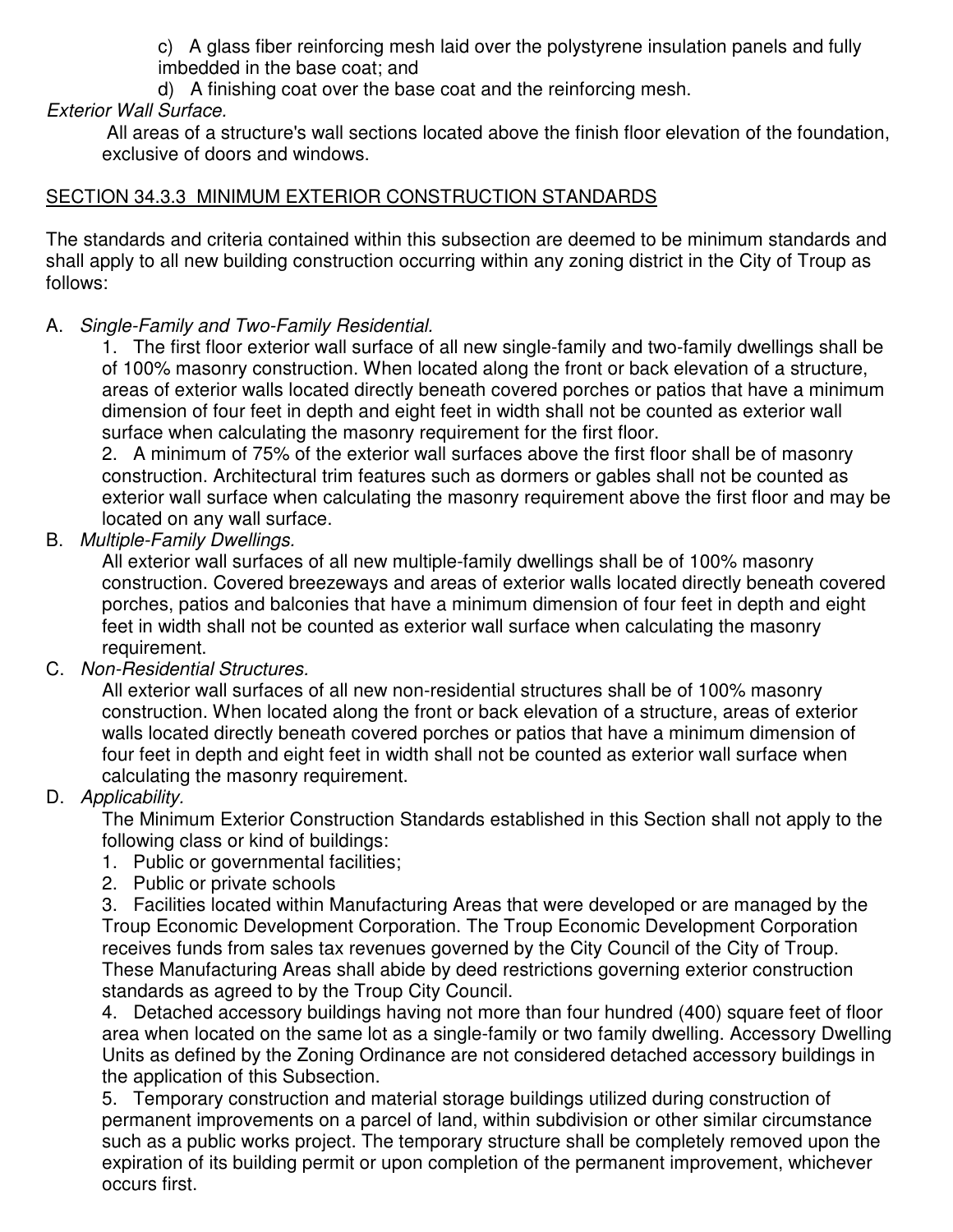c) A glass fiber reinforcing mesh laid over the polystyrene insulation panels and fully imbedded in the base coat; and

d) A finishing coat over the base coat and the reinforcing mesh.

*Exterior Wall Surface.*

All areas of a structure's wall sections located above the finish floor elevation of the foundation, exclusive of doors and windows.

## SECTION 34.3.3 MINIMUM EXTERIOR CONSTRUCTION STANDARDS

The standards and criteria contained within this subsection are deemed to be minimum standards and shall apply to all new building construction occurring within any zoning district in the City of Troup as follows:

A. *Single-Family and Two-Family Residential.*

1. The first floor exterior wall surface of all new single-family and two-family dwellings shall be of 100% masonry construction. When located along the front or back elevation of a structure, areas of exterior walls located directly beneath covered porches or patios that have a minimum dimension of four feet in depth and eight feet in width shall not be counted as exterior wall surface when calculating the masonry requirement for the first floor.

2. A minimum of 75% of the exterior wall surfaces above the first floor shall be of masonry construction. Architectural trim features such as dormers or gables shall not be counted as exterior wall surface when calculating the masonry requirement above the first floor and may be located on any wall surface.

B. *Multiple-Family Dwellings.*

All exterior wall surfaces of all new multiple-family dwellings shall be of 100% masonry construction. Covered breezeways and areas of exterior walls located directly beneath covered porches, patios and balconies that have a minimum dimension of four feet in depth and eight feet in width shall not be counted as exterior wall surface when calculating the masonry requirement.

C. *Non-Residential Structures.*

All exterior wall surfaces of all new non-residential structures shall be of 100% masonry construction. When located along the front or back elevation of a structure, areas of exterior walls located directly beneath covered porches or patios that have a minimum dimension of four feet in depth and eight feet in width shall not be counted as exterior wall surface when calculating the masonry requirement.

D. *Applicability.*

The Minimum Exterior Construction Standards established in this Section shall not apply to the following class or kind of buildings:

1. Public or governmental facilities;
2. Public or private schools
3. Facilities located within Manufacturing Areas that were developed or are managed by the Troup Economic Development Corporation. The Troup Economic Development Corporation receives funds from sales tax revenues governed by the City Council of the City of Troup. These Manufacturing Areas shall abide by deed restrictions governing exterior construction standards as agreed to by the Troup City Council.
4. Detached accessory buildings having not more than four hundred (400) square feet of floor area when located on the same lot as a single-family or two family dwelling. Accessory Dwelling Units as defined by the Zoning Ordinance are not considered detached accessory buildings in the application of this Subsection.
5. Temporary construction and material storage buildings utilized during construction of permanent improvements on a parcel of land, within subdivision or other similar circumstance such as a public works project. The temporary structure shall be completely removed upon the expiration of its building permit or upon completion of the permanent improvement, whichever occurs first.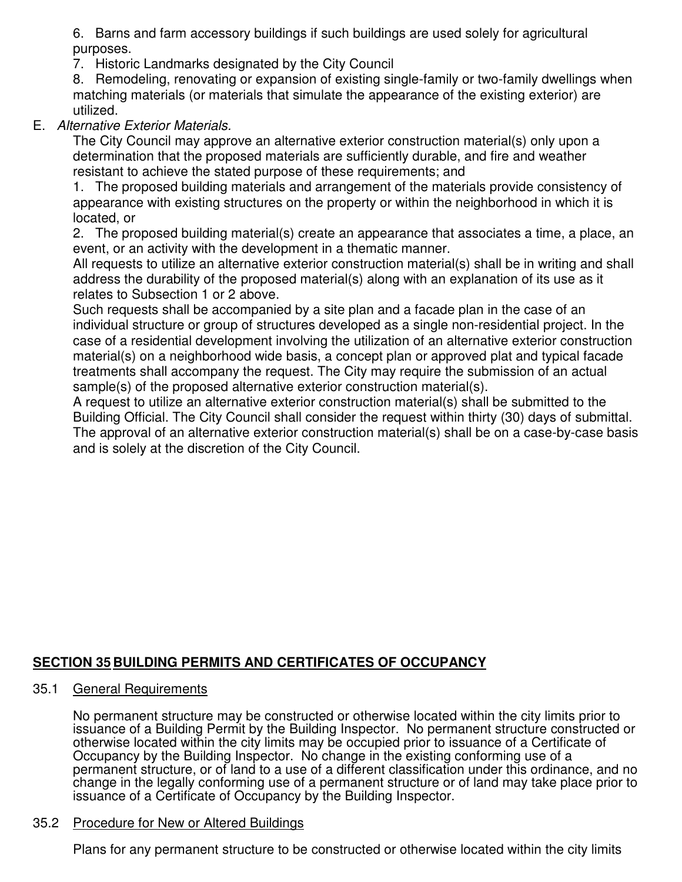6. Barns and farm accessory buildings if such buildings are used solely for agricultural purposes.
7. Historic Landmarks designated by the City Council
8. Remodeling, renovating or expansion of existing single-family or two-family dwellings when matching materials (or materials that simulate the appearance of the existing exterior) are utilized.

E. *Alternative Exterior Materials.*

The City Council may approve an alternative exterior construction material(s) only upon a determination that the proposed materials are sufficiently durable, and fire and weather resistant to achieve the stated purpose of these requirements; and

1. The proposed building materials and arrangement of the materials provide consistency of appearance with existing structures on the property or within the neighborhood in which it is located, or
2. The proposed building material(s) create an appearance that associates a time, a place, an event, or an activity with the development in a thematic manner.

All requests to utilize an alternative exterior construction material(s) shall be in writing and shall address the durability of the proposed material(s) along with an explanation of its use as it relates to Subsection 1 or 2 above.

Such requests shall be accompanied by a site plan and a facade plan in the case of an individual structure or group of structures developed as a single non-residential project. In the case of a residential development involving the utilization of an alternative exterior construction material(s) on a neighborhood wide basis, a concept plan or approved plat and typical facade treatments shall accompany the request. The City may require the submission of an actual sample(s) of the proposed alternative exterior construction material(s).

A request to utilize an alternative exterior construction material(s) shall be submitted to the Building Official. The City Council shall consider the request within thirty (30) days of submittal. The approval of an alternative exterior construction material(s) shall be on a case-by-case basis and is solely at the discretion of the City Council.

## SECTION 35 BUILDING PERMITS AND CERTIFICATES OF OCCUPANCY

### 35.1 General Requirements

No permanent structure may be constructed or otherwise located within the city limits prior to issuance of a Building Permit by the Building Inspector. No permanent structure constructed or otherwise located within the city limits may be occupied prior to issuance of a Certificate of Occupancy by the Building Inspector. No change in the existing conforming use of a permanent structure, or of land to a use of a different classification under this ordinance, and no change in the legally conforming use of a permanent structure or of land may take place prior to issuance of a Certificate of Occupancy by the Building Inspector.

### 35.2 Procedure for New or Altered Buildings

Plans for any permanent structure to be constructed or otherwise located within the city limits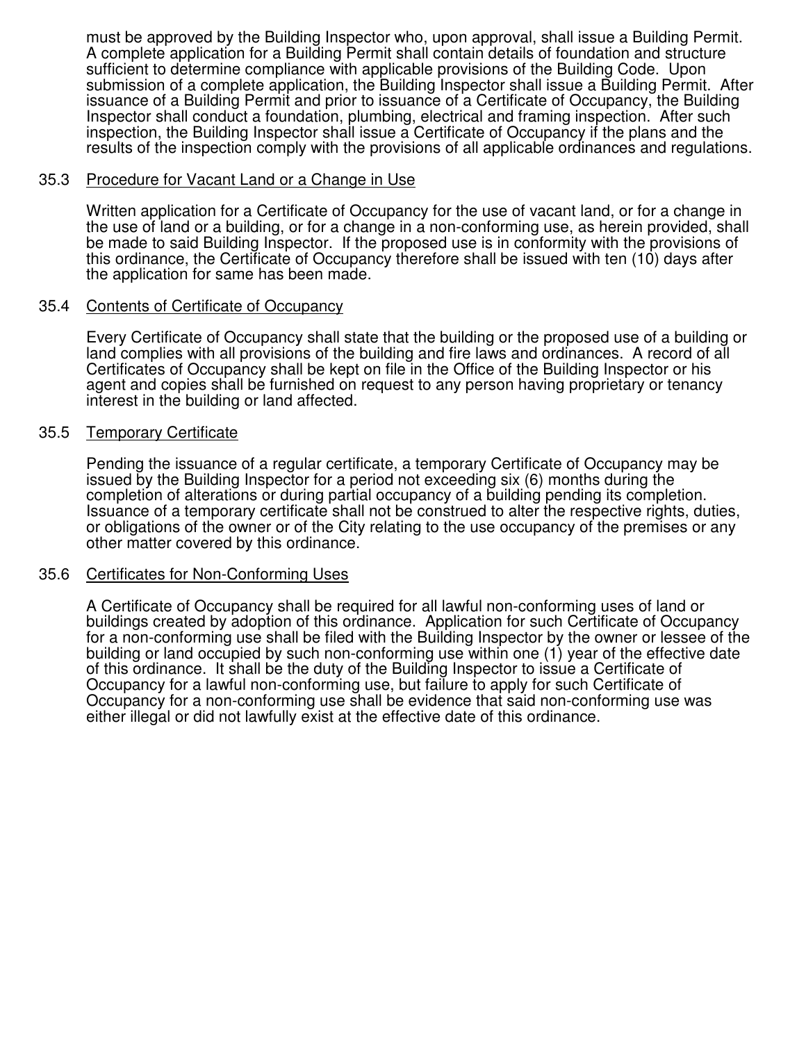must be approved by the Building Inspector who, upon approval, shall issue a Building Permit. A complete application for a Building Permit shall contain details of foundation and structure sufficient to determine compliance with applicable provisions of the Building Code. Upon submission of a complete application, the Building Inspector shall issue a Building Permit. After issuance of a Building Permit and prior to issuance of a Certificate of Occupancy, the Building Inspector shall conduct a foundation, plumbing, electrical and framing inspection. After such inspection, the Building Inspector shall issue a Certificate of Occupancy if the plans and the results of the inspection comply with the provisions of all applicable ordinances and regulations.

### 35.3 Procedure for Vacant Land or a Change in Use

Written application for a Certificate of Occupancy for the use of vacant land, or for a change in the use of land or a building, or for a change in a non-conforming use, as herein provided, shall be made to said Building Inspector. If the proposed use is in conformity with the provisions of this ordinance, the Certificate of Occupancy therefore shall be issued with ten (10) days after the application for same has been made.

### 35.4 Contents of Certificate of Occupancy

Every Certificate of Occupancy shall state that the building or the proposed use of a building or land complies with all provisions of the building and fire laws and ordinances. A record of all Certificates of Occupancy shall be kept on file in the Office of the Building Inspector or his agent and copies shall be furnished on request to any person having proprietary or tenancy interest in the building or land affected.

### 35.5 Temporary Certificate

Pending the issuance of a regular certificate, a temporary Certificate of Occupancy may be issued by the Building Inspector for a period not exceeding six (6) months during the completion of alterations or during partial occupancy of a building pending its completion. Issuance of a temporary certificate shall not be construed to alter the respective rights, duties, or obligations of the owner or of the City relating to the use occupancy of the premises or any other matter covered by this ordinance.

### 35.6 Certificates for Non-Conforming Uses

A Certificate of Occupancy shall be required for all lawful non-conforming uses of land or buildings created by adoption of this ordinance. Application for such Certificate of Occupancy for a non-conforming use shall be filed with the Building Inspector by the owner or lessee of the building or land occupied by such non-conforming use within one (1) year of the effective date of this ordinance. It shall be the duty of the Building Inspector to issue a Certificate of Occupancy for a lawful non-conforming use, but failure to apply for such Certificate of Occupancy for a non-conforming use shall be evidence that said non-conforming use was either illegal or did not lawfully exist at the effective date of this ordinance.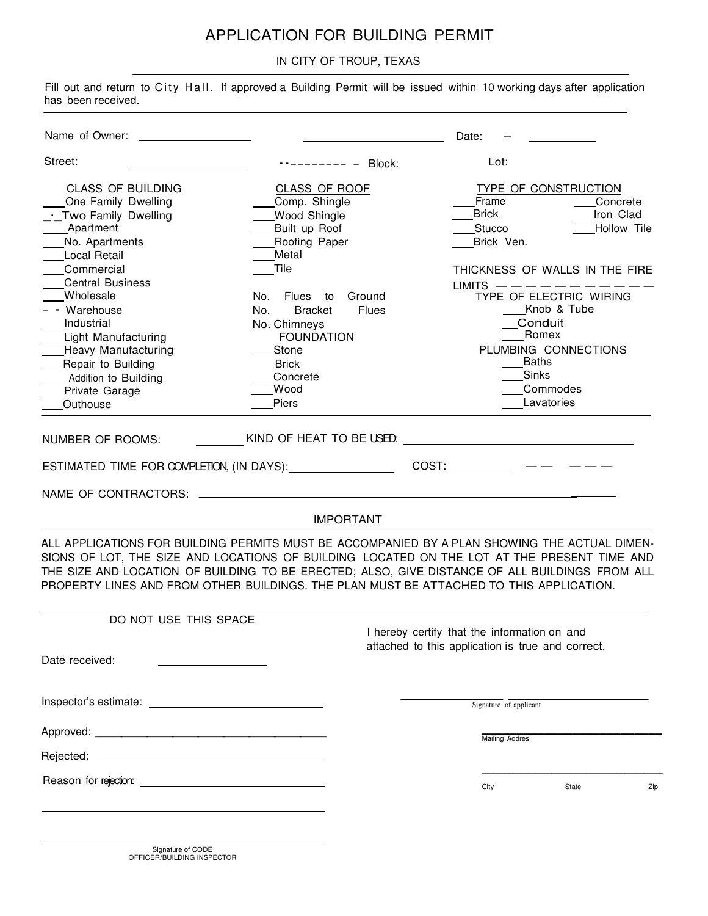# APPLICATION FOR BUILDING PERMIT

IN CITY OF TROUP, TEXAS

Fill out and return to City Hall. If approved a Building Permit will be issued within 10 working days after application has been received.

Name of Owner: ____________________ ____________________ Date: – __________

Street: ____________________ ---------- – Block: Lot:

**CLASS OF BUILDING**

___One Family Dwelling
___Two Family Dwelling
___Apartment
___No. Apartments
___Local Retail
___Commercial
___Central Business
___Wholesale
___Warehouse
___Industrial
___Light Manufacturing
___Heavy Manufacturing
___Repair to Building
___Addition to Building
___Private Garage
___Outhouse

**CLASS OF ROOF**

___Comp. Shingle
___Wood Shingle
___Built up Roof
___Roofing Paper
___Metal
___Tile

No. Flues to Ground
No. Bracket Flues
No. Chimneys

**FOUNDATION**

___Stone
___Brick
___Concrete
___Wood
___Piers

**TYPE OF CONSTRUCTION**

___Frame ___Concrete
___Brick ___Iron Clad
___Stucco ___Hollow Tile
___Brick Ven.

THICKNESS OF WALLS IN THE FIRE LIMITS ____________

**TYPE OF ELECTRIC WIRING**

___Knob & Tube
___Conduit
___Romex

**PLUMBING CONNECTIONS**

___Baths
___Sinks
___Commodes
___Lavatories

NUMBER OF ROOMS: ________ KIND OF HEAT TO BE USED: ____________________

ESTIMATED TIME FOR COMPLETION, (IN DAYS): ____________ COST: __________

NAME OF CONTRACTORS: ________________________________________

**IMPORTANT**

ALL APPLICATIONS FOR BUILDING PERMITS MUST BE ACCOMPANIED BY A PLAN SHOWING THE ACTUAL DIMENSIONS OF LOT, THE SIZE AND LOCATIONS OF BUILDING LOCATED ON THE LOT AT THE PRESENT TIME AND THE SIZE AND LOCATION OF BUILDING TO BE ERECTED; ALSO, GIVE DISTANCE OF ALL BUILDINGS FROM ALL PROPERTY LINES AND FROM OTHER BUILDINGS. THE PLAN MUST BE ATTACHED TO THIS APPLICATION.

DO NOT USE THIS SPACE

Date received: ____________

Inspector's estimate: ____________________

Approved: ____________________

Rejected: ____________________

Reason for rejection: ____________________

________________________________________

________________________________________
Signature of CODE OFFICER/BUILDING INSPECTOR

I hereby certify that the information on and attached to this application is true and correct.

________________________________________
Signature of applicant

________________________________________
Mailing Addres

________________________________________
City State Zip